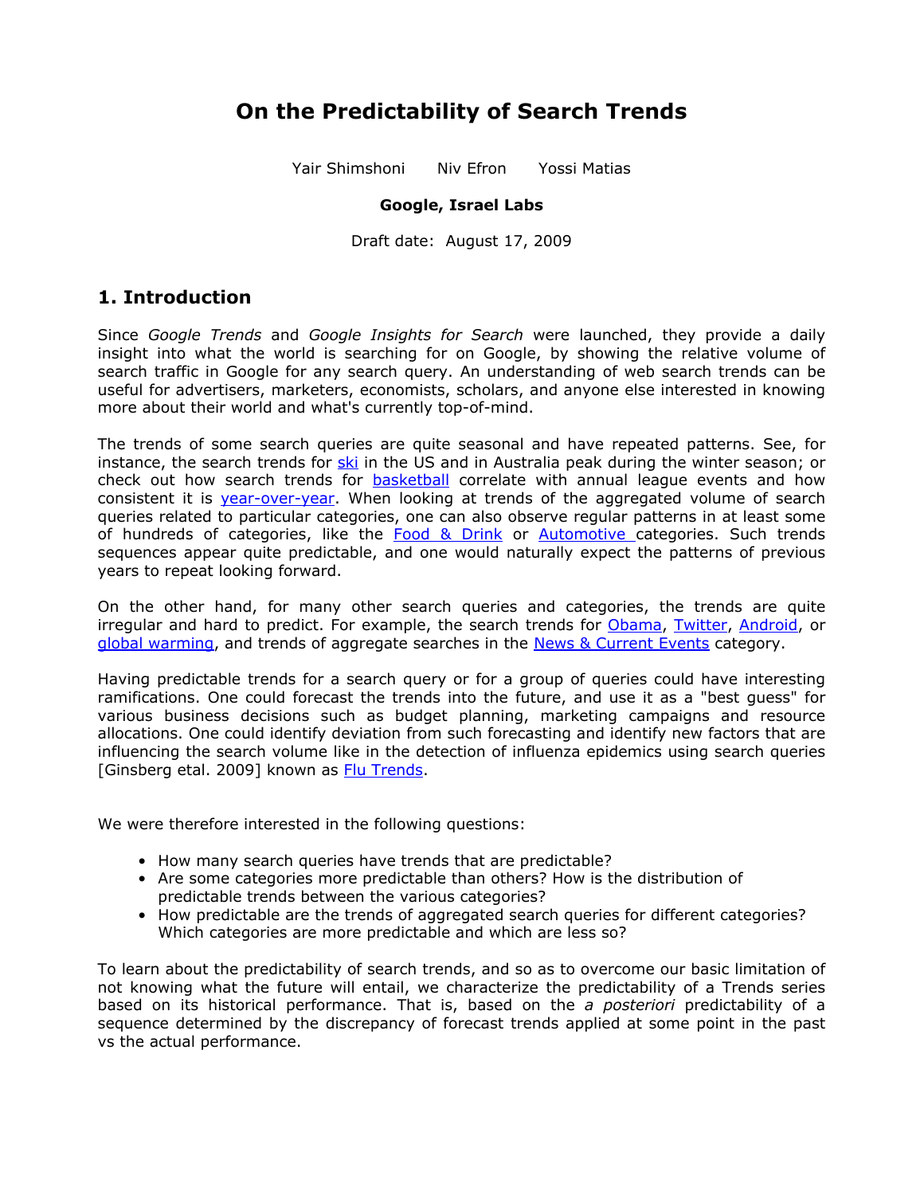# On the Predictability of Search Trends

Yair Shimshoni    Niv Efron    Yossi Matias

**Google, Israel Labs**

Draft date: August 17, 2009

## 1. Introduction

Since *Google Trends* and *Google Insights for Search* were launched, they provide a daily insight into what the world is searching for on Google, by showing the relative volume of search traffic in Google for any search query. An understanding of web search trends can be useful for advertisers, marketers, economists, scholars, and anyone else interested in knowing more about their world and what's currently top-of-mind.

The trends of some search queries are quite seasonal and have repeated patterns. See, for instance, the search trends for ski in the US and in Australia peak during the winter season; or check out how search trends for basketball correlate with annual league events and how consistent it is year-over-year. When looking at trends of the aggregated volume of search queries related to particular categories, one can also observe regular patterns in at least some of hundreds of categories, like the Food & Drink or Automotive categories. Such trends sequences appear quite predictable, and one would naturally expect the patterns of previous years to repeat looking forward.

On the other hand, for many other search queries and categories, the trends are quite irregular and hard to predict. For example, the search trends for Obama, Twitter, Android, or global warming, and trends of aggregate searches in the News & Current Events category.

Having predictable trends for a search query or for a group of queries could have interesting ramifications. One could forecast the trends into the future, and use it as a "best guess" for various business decisions such as budget planning, marketing campaigns and resource allocations. One could identify deviation from such forecasting and identify new factors that are influencing the search volume like in the detection of influenza epidemics using search queries [Ginsberg etal. 2009] known as Flu Trends.

We were therefore interested in the following questions:

- How many search queries have trends that are predictable?
- Are some categories more predictable than others? How is the distribution of predictable trends between the various categories?
- How predictable are the trends of aggregated search queries for different categories? Which categories are more predictable and which are less so?

To learn about the predictability of search trends, and so as to overcome our basic limitation of not knowing what the future will entail, we characterize the predictability of a Trends series based on its historical performance. That is, based on the *a posteriori* predictability of a sequence determined by the discrepancy of forecast trends applied at some point in the past vs the actual performance.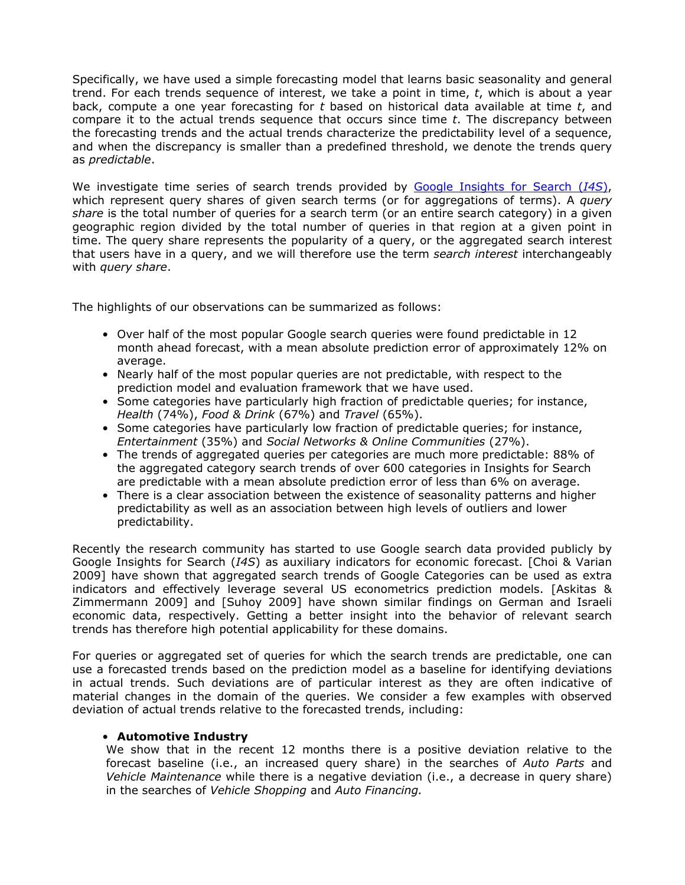Specifically, we have used a simple forecasting model that learns basic seasonality and general trend. For each trends sequence of interest, we take a point in time, *t*, which is about a year back, compute a one year forecasting for *t* based on historical data available at time *t*, and compare it to the actual trends sequence that occurs since time *t*. The discrepancy between the forecasting trends and the actual trends characterize the predictability level of a sequence, and when the discrepancy is smaller than a predefined threshold, we denote the trends query as *predictable*.

We investigate time series of search trends provided by [Google Insights for Search (*I4S*)](), which represent query shares of given search terms (or for aggregations of terms). A *query share* is the total number of queries for a search term (or an entire search category) in a given geographic region divided by the total number of queries in that region at a given point in time. The query share represents the popularity of a query, or the aggregated search interest that users have in a query, and we will therefore use the term *search interest* interchangeably with *query share*.

The highlights of our observations can be summarized as follows:

- Over half of the most popular Google search queries were found predictable in 12 month ahead forecast, with a mean absolute prediction error of approximately 12% on average.
- Nearly half of the most popular queries are not predictable, with respect to the prediction model and evaluation framework that we have used.
- Some categories have particularly high fraction of predictable queries; for instance, *Health* (74%), *Food & Drink* (67%) and *Travel* (65%).
- Some categories have particularly low fraction of predictable queries; for instance, *Entertainment* (35%) and *Social Networks & Online Communities* (27%).
- The trends of aggregated queries per categories are much more predictable: 88% of the aggregated category search trends of over 600 categories in Insights for Search are predictable with a mean absolute prediction error of less than 6% on average.
- There is a clear association between the existence of seasonality patterns and higher predictability as well as an association between high levels of outliers and lower predictability.

Recently the research community has started to use Google search data provided publicly by Google Insights for Search (*I4S*) as auxiliary indicators for economic forecast. [Choi & Varian 2009] have shown that aggregated search trends of Google Categories can be used as extra indicators and effectively leverage several US econometrics prediction models. [Askitas & Zimmermann 2009] and [Suhoy 2009] have shown similar findings on German and Israeli economic data, respectively. Getting a better insight into the behavior of relevant search trends has therefore high potential applicability for these domains.

For queries or aggregated set of queries for which the search trends are predictable, one can use a forecasted trends based on the prediction model as a baseline for identifying deviations in actual trends. Such deviations are of particular interest as they are often indicative of material changes in the domain of the queries. We consider a few examples with observed deviation of actual trends relative to the forecasted trends, including:

- **Automotive Industry**
  We show that in the recent 12 months there is a positive deviation relative to the forecast baseline (i.e., an increased query share) in the searches of *Auto Parts* and *Vehicle Maintenance* while there is a negative deviation (i.e., a decrease in query share) in the searches of *Vehicle Shopping* and *Auto Financing.*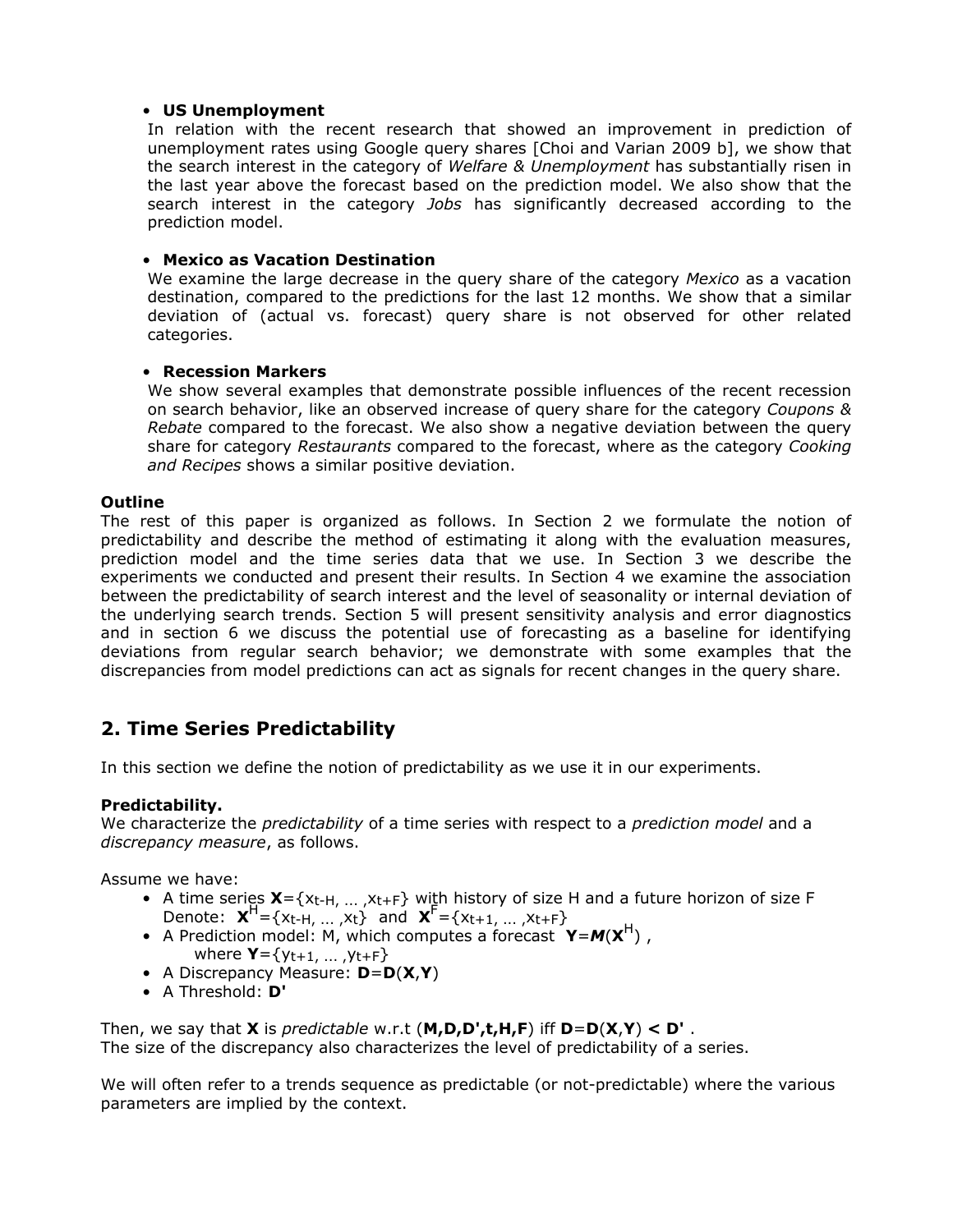- **US Unemployment**
  In relation with the recent research that showed an improvement in prediction of unemployment rates using Google query shares [Choi and Varian 2009 b], we show that the search interest in the category of *Welfare & Unemployment* has substantially risen in the last year above the forecast based on the prediction model. We also show that the search interest in the category *Jobs* has significantly decreased according to the prediction model.

- **Mexico as Vacation Destination**
  We examine the large decrease in the query share of the category *Mexico* as a vacation destination, compared to the predictions for the last 12 months. We show that a similar deviation of (actual vs. forecast) query share is not observed for other related categories.

- **Recession Markers**
  We show several examples that demonstrate possible influences of the recent recession on search behavior, like an observed increase of query share for the category *Coupons & Rebate* compared to the forecast. We also show a negative deviation between the query share for category *Restaurants* compared to the forecast, where as the category *Cooking and Recipes* shows a similar positive deviation.

**Outline**

The rest of this paper is organized as follows. In Section 2 we formulate the notion of predictability and describe the method of estimating it along with the evaluation measures, prediction model and the time series data that we use. In Section 3 we describe the experiments we conducted and present their results. In Section 4 we examine the association between the predictability of search interest and the level of seasonality or internal deviation of the underlying search trends. Section 5 will present sensitivity analysis and error diagnostics and in section 6 we discuss the potential use of forecasting as a baseline for identifying deviations from regular search behavior; we demonstrate with some examples that the discrepancies from model predictions can act as signals for recent changes in the query share.

## 2. Time Series Predictability

In this section we define the notion of predictability as we use it in our experiments.

**Predictability.**

We characterize the *predictability* of a time series with respect to a *prediction model* and a *discrepancy measure*, as follows.

Assume we have:

- A time series $\mathbf{X}=\{x_{t-H}, \ldots ,x_{t+F}\}$ with history of size H and a future horizon of size F
  Denote: $\mathbf{X}^H=\{x_{t-H}, \ldots ,x_t\}$ and $\mathbf{X}^F=\{x_{t+1}, \ldots ,x_{t+F}\}$
- A Prediction model: M, which computes a forecast $\mathbf{Y}=\boldsymbol{M}(\mathbf{X}^H)$ ,
  where $\mathbf{Y}=\{y_{t+1}, \ldots ,y_{t+F}\}$
- A Discrepancy Measure: $\mathbf{D}=\mathbf{D}(\mathbf{X},\mathbf{Y})$
- A Threshold: $\mathbf{D'}$

Then, we say that $\mathbf{X}$ is *predictable* w.r.t ($\mathbf{M,D,D',t,H,F}$) iff $\mathbf{D}=\mathbf{D}(\mathbf{X},\mathbf{Y}) < \mathbf{D'}$ .
The size of the discrepancy also characterizes the level of predictability of a series.

We will often refer to a trends sequence as predictable (or not-predictable) where the various parameters are implied by the context.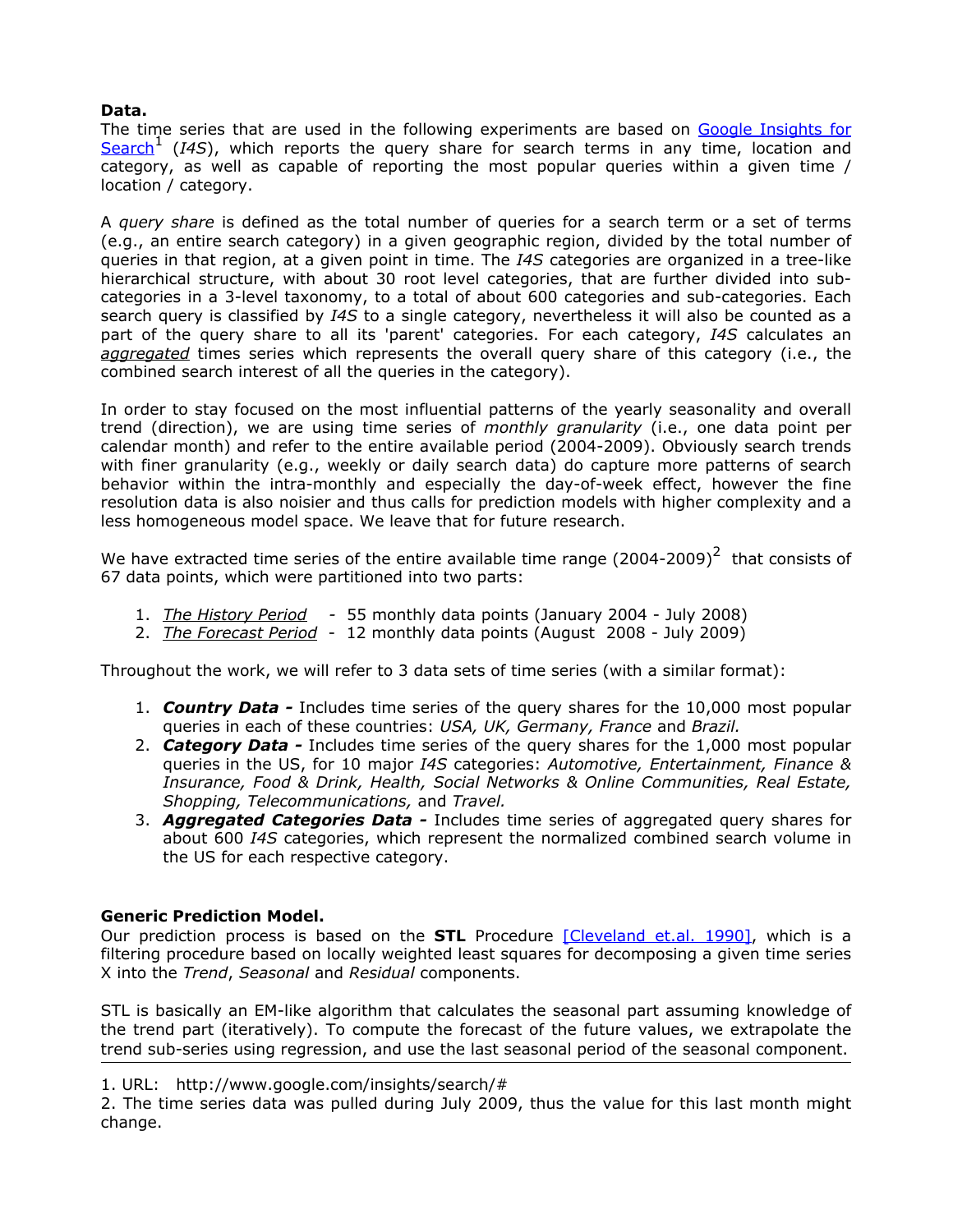**Data.**

The time series that are used in the following experiments are based on [Google Insights for Search][1] (*I4S*), which reports the query share for search terms in any time, location and category, as well as capable of reporting the most popular queries within a given time / location / category.

A *query share* is defined as the total number of queries for a search term or a set of terms (e.g., an entire search category) in a given geographic region, divided by the total number of queries in that region, at a given point in time. The *I4S* categories are organized in a tree-like hierarchical structure, with about 30 root level categories, that are further divided into sub-categories in a 3-level taxonomy, to a total of about 600 categories and sub-categories. Each search query is classified by *I4S* to a single category, nevertheless it will also be counted as a part of the query share to all its 'parent' categories. For each category, *I4S* calculates an ***aggregated*** times series which represents the overall query share of this category (i.e., the combined search interest of all the queries in the category).

In order to stay focused on the most influential patterns of the yearly seasonality and overall trend (direction), we are using time series of *monthly granularity* (i.e., one data point per calendar month) and refer to the entire available period (2004-2009). Obviously search trends with finer granularity (e.g., weekly or daily search data) do capture more patterns of search behavior within the intra-monthly and especially the day-of-week effect, however the fine resolution data is also noisier and thus calls for prediction models with higher complexity and a less homogeneous model space. We leave that for future research.

We have extracted time series of the entire available time range (2004-2009)[2] that consists of 67 data points, which were partitioned into two parts:

1. *The History Period* - 55 monthly data points (January 2004 - July 2008)
2. *The Forecast Period* - 12 monthly data points (August 2008 - July 2009)

Throughout the work, we will refer to 3 data sets of time series (with a similar format):

1. ***Country Data -*** Includes time series of the query shares for the 10,000 most popular queries in each of these countries: *USA, UK, Germany, France* and *Brazil.*
2. ***Category Data -*** Includes time series of the query shares for the 1,000 most popular queries in the US, for 10 major *I4S* categories: *Automotive, Entertainment, Finance & Insurance, Food & Drink, Health, Social Networks & Online Communities, Real Estate, Shopping, Telecommunications,* and *Travel.*
3. ***Aggregated Categories Data -*** Includes time series of aggregated query shares for about 600 *I4S* categories, which represent the normalized combined search volume in the US for each respective category.

**Generic Prediction Model.**

Our prediction process is based on the **STL** Procedure [Cleveland et.al. 1990], which is a filtering procedure based on locally weighted least squares for decomposing a given time series X into the *Trend*, *Seasonal* and *Residual* components.

STL is basically an EM-like algorithm that calculates the seasonal part assuming knowledge of the trend part (iteratively). To compute the forecast of the future values, we extrapolate the trend sub-series using regression, and use the last seasonal period of the seasonal component.

---

1. URL: http://www.google.com/insights/search/#
2. The time series data was pulled during July 2009, thus the value for this last month might change.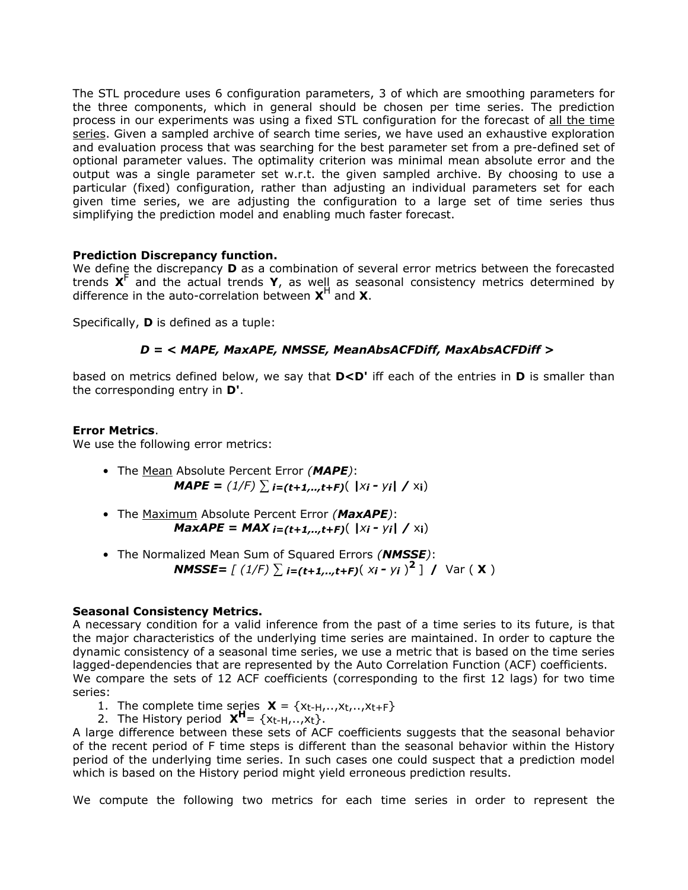The STL procedure uses 6 configuration parameters, 3 of which are smoothing parameters for the three components, which in general should be chosen per time series. The prediction process in our experiments was using a fixed STL configuration for the forecast of <u>all the time series</u>. Given a sampled archive of search time series, we have used an exhaustive exploration and evaluation process that was searching for the best parameter set from a pre-defined set of optional parameter values. The optimality criterion was minimal mean absolute error and the output was a single parameter set w.r.t. the given sampled archive. By choosing to use a particular (fixed) configuration, rather than adjusting an individual parameters set for each given time series, we are adjusting the configuration to a large set of time series thus simplifying the prediction model and enabling much faster forecast.

**Prediction Discrepancy function.**
We define the discrepancy **D** as a combination of several error metrics between the forecasted trends $\mathbf{X}^F$ and the actual trends **Y**, as well as seasonal consistency metrics determined by difference in the auto-correlation between $\mathbf{X}^H$ and **X**.

Specifically, **D** is defined as a tuple:

$$D = < MAPE, MaxAPE, NMSSE, MeanAbsACFDiff, MaxAbsACFDiff >$$

based on metrics defined below, we say that **D<D'** iff each of the entries in **D** is smaller than the corresponding entry in **D'**.

**Error Metrics**.
We use the following error metrics:

- The <u>Mean</u> Absolute Percent Error (***MAPE***):
$$MAPE = (1/F) \sum_{i=(t+1,..,t+F)} ( |x_i - y_i| / x_i )$$
- The <u>Maximum</u> Absolute Percent Error (***MaxAPE***):
$$MaxAPE = MAX_{i=(t+1,..,t+F)} ( |x_i - y_i| / x_i )$$
- The Normalized Mean Sum of Squared Errors (***NMSSE***):
$$NMSSE = [ (1/F) \sum_{i=(t+1,..,t+F)} ( x_i - y_i )^2 ] \; / \; Var(\mathbf{X})$$

**Seasonal Consistency Metrics.**
A necessary condition for a valid inference from the past of a time series to its future, is that the major characteristics of the underlying time series are maintained. In order to capture the dynamic consistency of a seasonal time series, we use a metric that is based on the time series lagged-dependencies that are represented by the Auto Correlation Function (ACF) coefficients. We compare the sets of 12 ACF coefficients (corresponding to the first 12 lags) for two time series:

1. The complete time series $\mathbf{X} = \{x_{t-H},..,x_t,..,x_{t+F}\}$
2. The History period $\mathbf{X}^{\mathbf{H}} = \{x_{t-H},..,x_t\}$.

A large difference between these sets of ACF coefficients suggests that the seasonal behavior of the recent period of F time steps is different than the seasonal behavior within the History period of the underlying time series. In such cases one could suspect that a prediction model which is based on the History period might yield erroneous prediction results.

We compute the following two metrics for each time series in order to represent the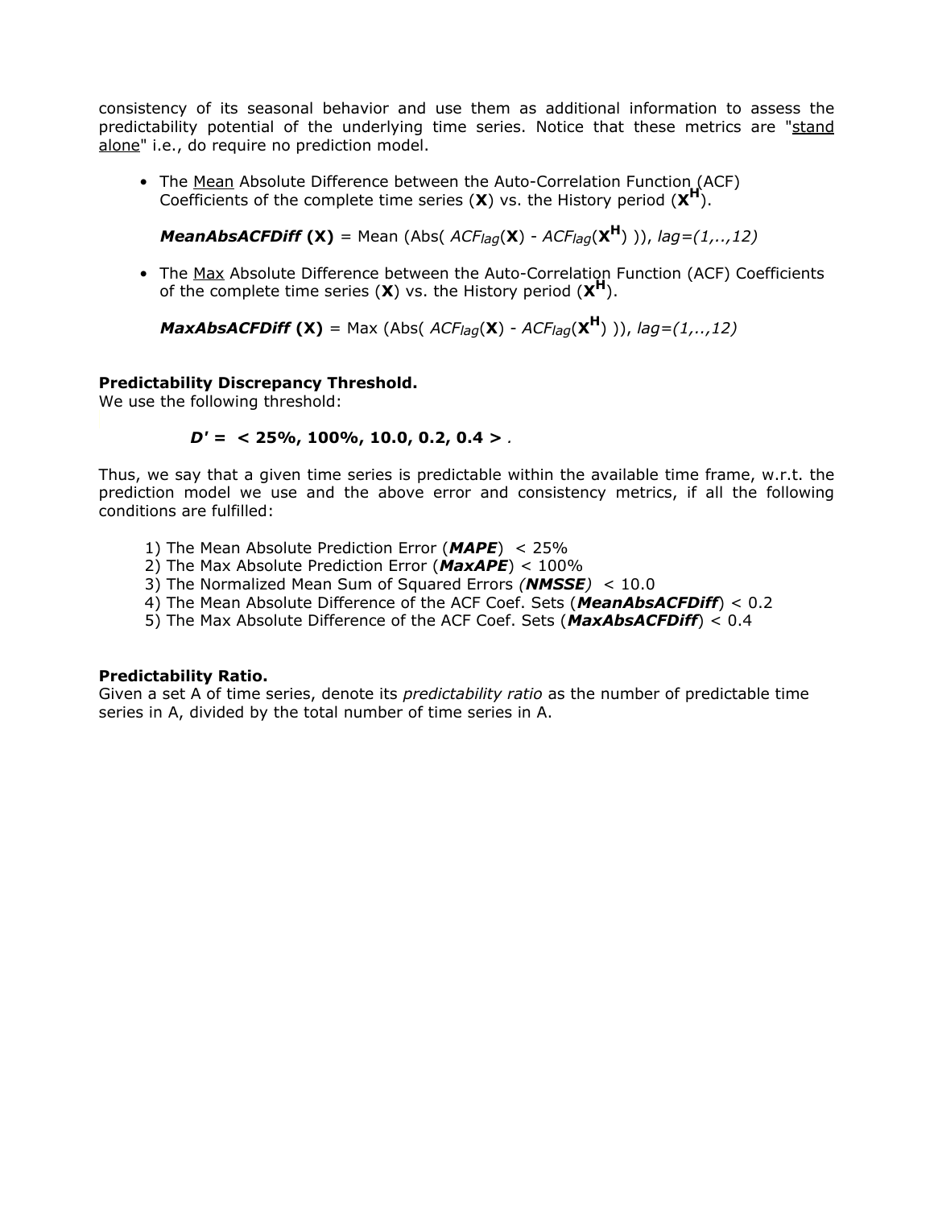consistency of its seasonal behavior and use them as additional information to assess the predictability potential of the underlying time series. Notice that these metrics are "stand alone" i.e., do require no prediction model.

- The Mean Absolute Difference between the Auto-Correlation Function (ACF) Coefficients of the complete time series (**X**) vs. the History period ($\mathbf{X^H}$).

  ***MeanAbsACFDiff* (X)** = Mean (Abs( $ACF_{lag}(\mathbf{X})$ - $ACF_{lag}(\mathbf{X^H})$ )), *lag=(1,..,12)*

- The Max Absolute Difference between the Auto-Correlation Function (ACF) Coefficients of the complete time series (**X**) vs. the History period ($\mathbf{X^H}$).

  ***MaxAbsACFDiff* (X)** = Max (Abs( $ACF_{lag}(\mathbf{X})$ - $ACF_{lag}(\mathbf{X^H})$ )), *lag=(1,..,12)*

**Predictability Discrepancy Threshold.**
We use the following threshold:

***D'* = < 25%, 100%, 10.0, 0.2, 0.4 >** .

Thus, we say that a given time series is predictable within the available time frame, w.r.t. the prediction model we use and the above error and consistency metrics, if all the following conditions are fulfilled:

1) The Mean Absolute Prediction Error (***MAPE***) < 25%
2) The Max Absolute Prediction Error (***MaxAPE***) < 100%
3) The Normalized Mean Sum of Squared Errors *(**NMSSE**)* < 10.0
4) The Mean Absolute Difference of the ACF Coef. Sets (***MeanAbsACFDiff***) < 0.2
5) The Max Absolute Difference of the ACF Coef. Sets (***MaxAbsACFDiff***) < 0.4

**Predictability Ratio.**
Given a set A of time series, denote its *predictability ratio* as the number of predictable time series in A, divided by the total number of time series in A.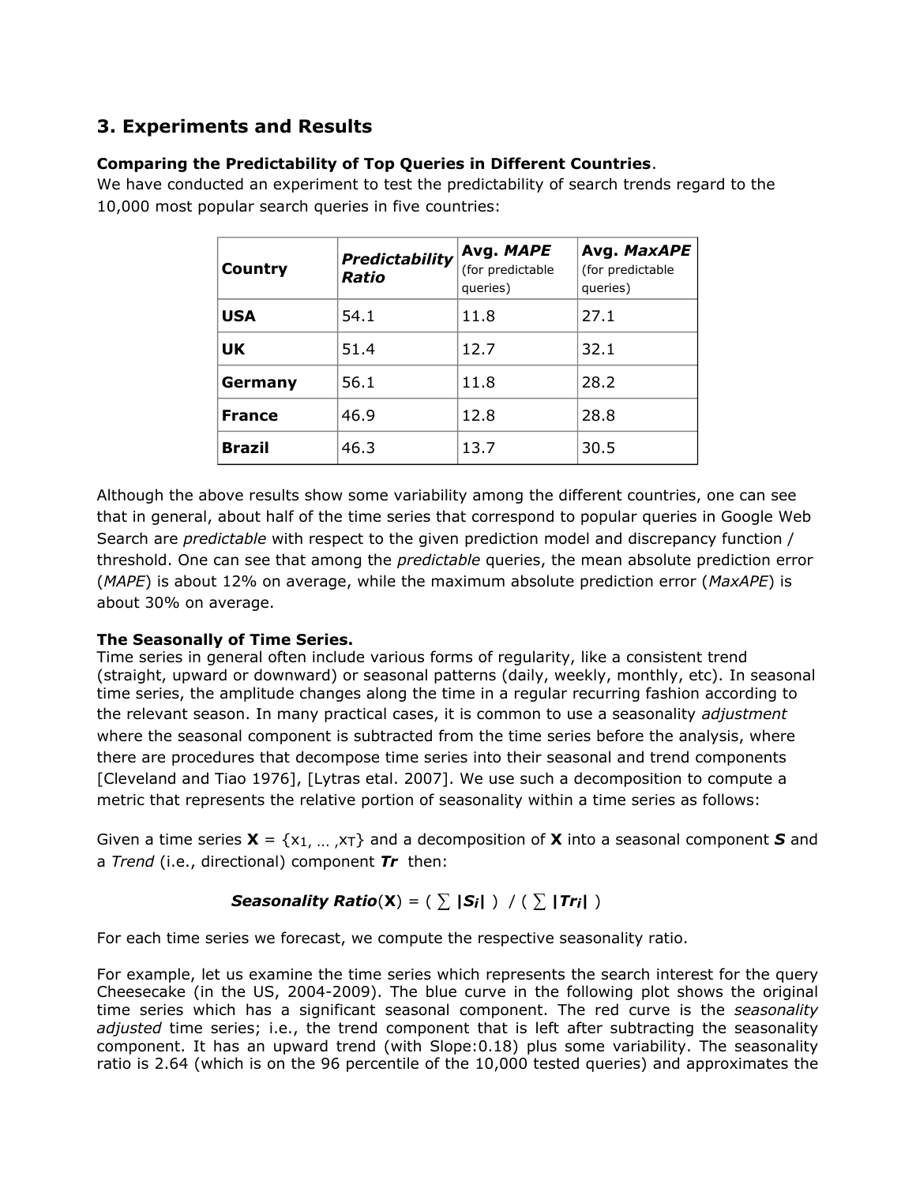## 3. Experiments and Results

**Comparing the Predictability of Top Queries in Different Countries**.
We have conducted an experiment to test the predictability of search trends regard to the 10,000 most popular search queries in five countries:

| Country | ***Predictability Ratio*** | **Avg. *MAPE*** (for predictable queries) | **Avg. *MaxAPE*** (for predictable queries) |
|---|---|---|---|
| **USA** | 54.1 | 11.8 | 27.1 |
| **UK** | 51.4 | 12.7 | 32.1 |
| **Germany** | 56.1 | 11.8 | 28.2 |
| **France** | 46.9 | 12.8 | 28.8 |
| **Brazil** | 46.3 | 13.7 | 30.5 |

Although the above results show some variability among the different countries, one can see that in general, about half of the time series that correspond to popular queries in Google Web Search are *predictable* with respect to the given prediction model and discrepancy function / threshold. One can see that among the *predictable* queries, the mean absolute prediction error (*MAPE*) is about 12% on average, while the maximum absolute prediction error (*MaxAPE*) is about 30% on average.

**The Seasonally of Time Series.**
Time series in general often include various forms of regularity, like a consistent trend (straight, upward or downward) or seasonal patterns (daily, weekly, monthly, etc). In seasonal time series, the amplitude changes along the time in a regular recurring fashion according to the relevant season. In many practical cases, it is common to use a seasonality *adjustment* where the seasonal component is subtracted from the time series before the analysis, where there are procedures that decompose time series into their seasonal and trend components [Cleveland and Tiao 1976], [Lytras etal. 2007]. We use such a decomposition to compute a metric that represents the relative portion of seasonality within a time series as follows:

Given a time series $\mathbf{X} = \{x_1, \ldots, x_T\}$ and a decomposition of $\mathbf{X}$ into a seasonal component $\boldsymbol{S}$ and a *Trend* (i.e., directional) component $\boldsymbol{Tr}$ then:

$$\textit{Seasonality Ratio}(\mathbf{X}) = \left( \sum |S_i| \right) / \left( \sum |Tr_i| \right)$$

For each time series we forecast, we compute the respective seasonality ratio.

For example, let us examine the time series which represents the search interest for the query Cheesecake (in the US, 2004-2009). The blue curve in the following plot shows the original time series which has a significant seasonal component. The red curve is the *seasonality adjusted* time series; i.e., the trend component that is left after subtracting the seasonality component. It has an upward trend (with Slope:0.18) plus some variability. The seasonality ratio is 2.64 (which is on the 96 percentile of the 10,000 tested queries) and approximates the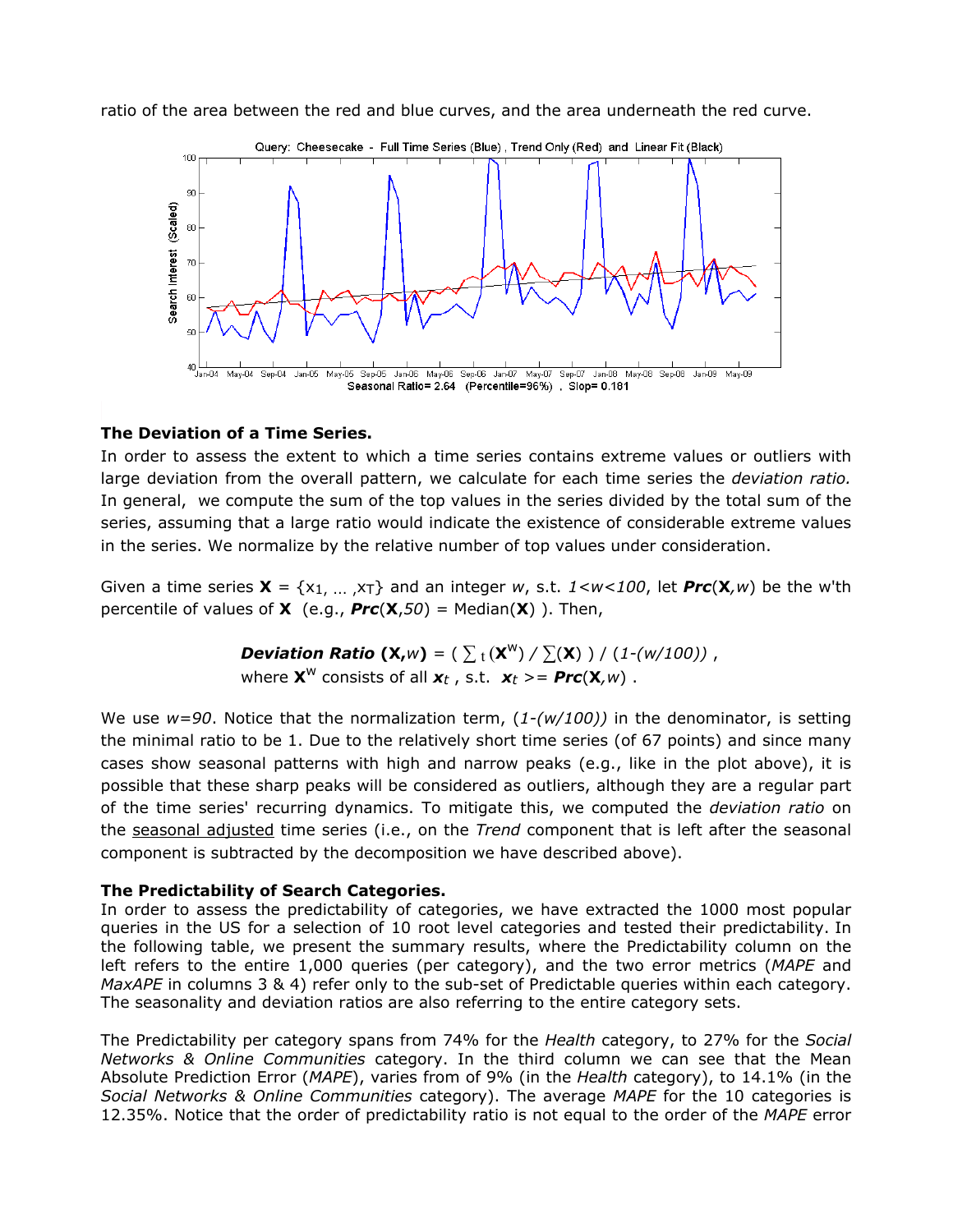ratio of the area between the red and blue curves, and the area underneath the red curve.

Query: Cheesecake - Full Time Series (Blue) , Trend Only (Red) and Linear Fit (Black)

Seasonal Ratio= 2.64 (Percentile=96%) , Slop= 0.181

**The Deviation of a Time Series.**

In order to assess the extent to which a time series contains extreme values or outliers with large deviation from the overall pattern, we calculate for each time series the *deviation ratio.* In general, we compute the sum of the top values in the series divided by the total sum of the series, assuming that a large ratio would indicate the existence of considerable extreme values in the series. We normalize by the relative number of top values under consideration.

Given a time series $\mathbf{X} = \{x_1, \ldots, x_T\}$ and an integer $w$, s.t. $1<w<100$, let $\boldsymbol{Prc}(\mathbf{X},w)$ be the w'th percentile of values of $\mathbf{X}$ (e.g., $\boldsymbol{Prc}(\mathbf{X},50)$ = Median($\mathbf{X}$) ). Then,

$$\textbf{\textit{Deviation Ratio}}\ (\mathbf{X},w) = \left( \textstyle\sum_t (\mathbf{X}^W) / \sum(\mathbf{X}) \right) / \left(1-(w/100)\right),$$

where $\mathbf{X}^W$ consists of all $\boldsymbol{x}_t$ , s.t. $\boldsymbol{x}_t >= \boldsymbol{Prc}(\mathbf{X},w)$ .

We use $w=90$. Notice that the normalization term, $(1-(w/100))$ in the denominator, is setting the minimal ratio to be 1. Due to the relatively short time series (of 67 points) and since many cases show seasonal patterns with high and narrow peaks (e.g., like in the plot above), it is possible that these sharp peaks will be considered as outliers, although they are a regular part of the time series' recurring dynamics. To mitigate this, we computed the *deviation ratio* on the seasonal adjusted time series (i.e., on the *Trend* component that is left after the seasonal component is subtracted by the decomposition we have described above).

**The Predictability of Search Categories.**

In order to assess the predictability of categories, we have extracted the 1000 most popular queries in the US for a selection of 10 root level categories and tested their predictability. In the following table, we present the summary results, where the Predictability column on the left refers to the entire 1,000 queries (per category), and the two error metrics (*MAPE* and *MaxAPE* in columns 3 & 4) refer only to the sub-set of Predictable queries within each category. The seasonality and deviation ratios are also referring to the entire category sets.

The Predictability per category spans from 74% for the *Health* category, to 27% for the *Social Networks & Online Communities* category. In the third column we can see that the Mean Absolute Prediction Error (*MAPE*), varies from of 9% (in the *Health* category), to 14.1% (in the *Social Networks & Online Communities* category). The average *MAPE* for the 10 categories is 12.35%. Notice that the order of predictability ratio is not equal to the order of the *MAPE* error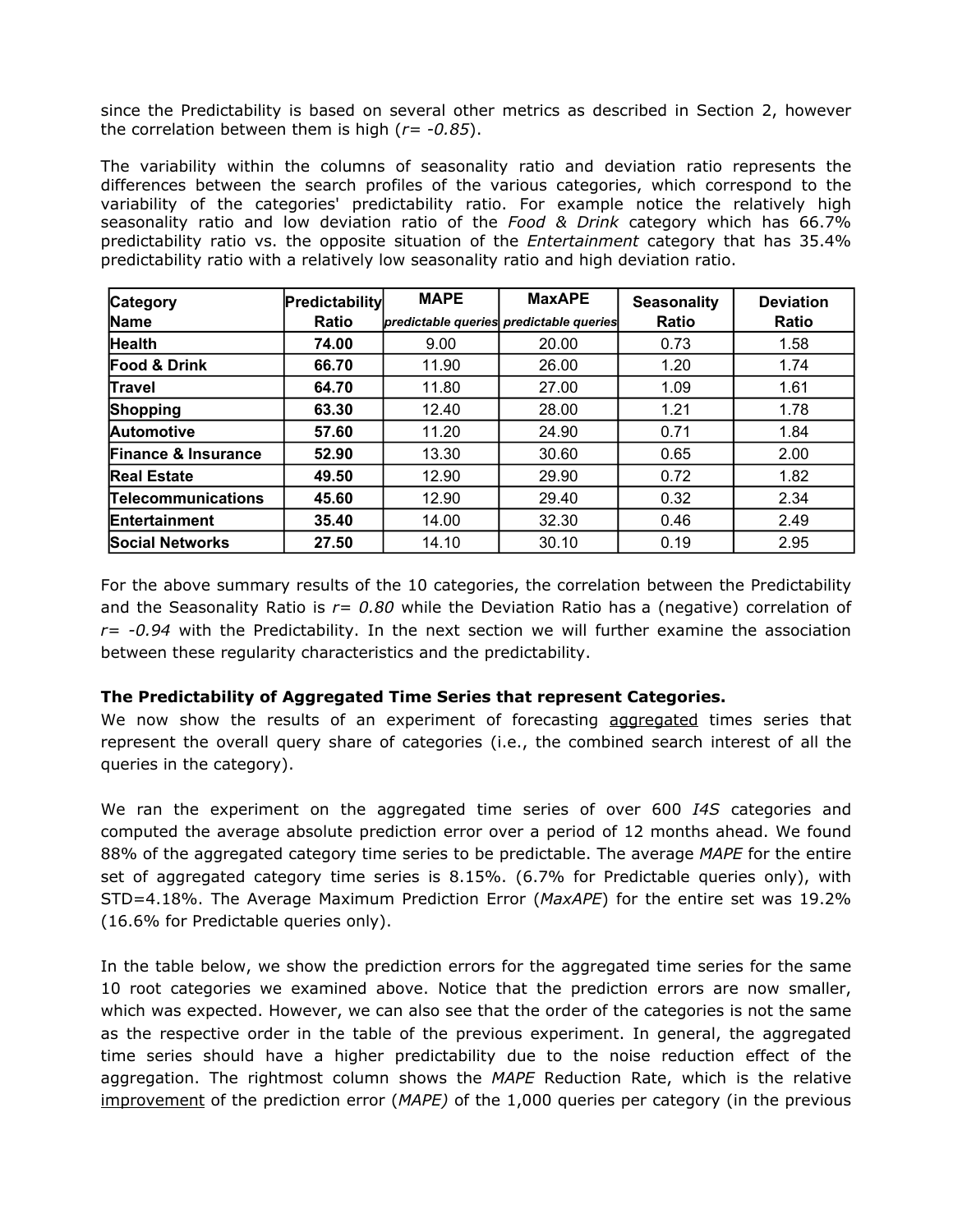since the Predictability is based on several other metrics as described in Section 2, however the correlation between them is high (*r= -0.85*).

The variability within the columns of seasonality ratio and deviation ratio represents the differences between the search profiles of the various categories, which correspond to the variability of the categories' predictability ratio. For example notice the relatively high seasonality ratio and low deviation ratio of the *Food & Drink* category which has 66.7% predictability ratio vs. the opposite situation of the *Entertainment* category that has 35.4% predictability ratio with a relatively low seasonality ratio and high deviation ratio.

| Category Name | Predictability Ratio | MAPE *predictable queries* | MaxAPE *predictable queries* | Seasonality Ratio | Deviation Ratio |
|---|---|---|---|---|---|
| **Health** | **74.00** | 9.00 | 20.00 | 0.73 | 1.58 |
| **Food & Drink** | **66.70** | 11.90 | 26.00 | 1.20 | 1.74 |
| **Travel** | **64.70** | 11.80 | 27.00 | 1.09 | 1.61 |
| **Shopping** | **63.30** | 12.40 | 28.00 | 1.21 | 1.78 |
| **Automotive** | **57.60** | 11.20 | 24.90 | 0.71 | 1.84 |
| **Finance & Insurance** | **52.90** | 13.30 | 30.60 | 0.65 | 2.00 |
| **Real Estate** | **49.50** | 12.90 | 29.90 | 0.72 | 1.82 |
| **Telecommunications** | **45.60** | 12.90 | 29.40 | 0.32 | 2.34 |
| **Entertainment** | **35.40** | 14.00 | 32.30 | 0.46 | 2.49 |
| **Social Networks** | **27.50** | 14.10 | 30.10 | 0.19 | 2.95 |

For the above summary results of the 10 categories, the correlation between the Predictability and the Seasonality Ratio is *r= 0.80* while the Deviation Ratio has a (negative) correlation of *r= -0.94* with the Predictability. In the next section we will further examine the association between these regularity characteristics and the predictability.

**The Predictability of Aggregated Time Series that represent Categories.**

We now show the results of an experiment of forecasting aggregated times series that represent the overall query share of categories (i.e., the combined search interest of all the queries in the category).

We ran the experiment on the aggregated time series of over 600 *I4S* categories and computed the average absolute prediction error over a period of 12 months ahead. We found 88% of the aggregated category time series to be predictable. The average *MAPE* for the entire set of aggregated category time series is 8.15%. (6.7% for Predictable queries only), with STD=4.18%. The Average Maximum Prediction Error (*MaxAPE*) for the entire set was 19.2% (16.6% for Predictable queries only).

In the table below, we show the prediction errors for the aggregated time series for the same 10 root categories we examined above. Notice that the prediction errors are now smaller, which was expected. However, we can also see that the order of the categories is not the same as the respective order in the table of the previous experiment. In general, the aggregated time series should have a higher predictability due to the noise reduction effect of the aggregation. The rightmost column shows the *MAPE* Reduction Rate, which is the relative improvement of the prediction error (*MAPE)* of the 1,000 queries per category (in the previous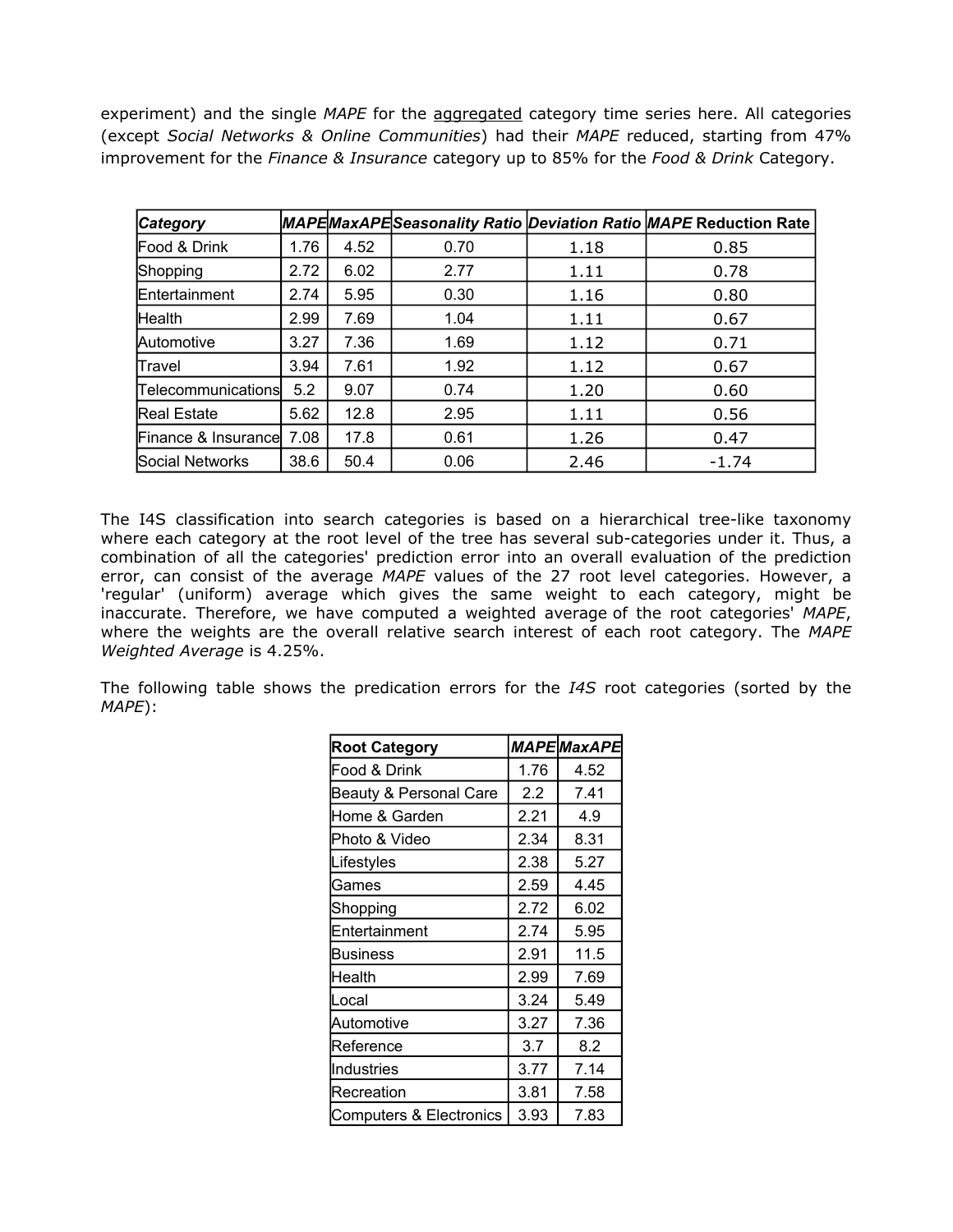experiment) and the single *MAPE* for the aggregated category time series here. All categories (except *Social Networks & Online Communities*) had their *MAPE* reduced, starting from 47% improvement for the *Finance & Insurance* category up to 85% for the *Food & Drink* Category.

| *Category* | *MAPE* | *MaxAPE* | *Seasonality Ratio* | *Deviation Ratio* | *MAPE* Reduction Rate |
|---|---|---|---|---|---|
| Food & Drink | 1.76 | 4.52 | 0.70 | 1.18 | 0.85 |
| Shopping | 2.72 | 6.02 | 2.77 | 1.11 | 0.78 |
| Entertainment | 2.74 | 5.95 | 0.30 | 1.16 | 0.80 |
| Health | 2.99 | 7.69 | 1.04 | 1.11 | 0.67 |
| Automotive | 3.27 | 7.36 | 1.69 | 1.12 | 0.71 |
| Travel | 3.94 | 7.61 | 1.92 | 1.12 | 0.67 |
| Telecommunications | 5.2 | 9.07 | 0.74 | 1.20 | 0.60 |
| Real Estate | 5.62 | 12.8 | 2.95 | 1.11 | 0.56 |
| Finance & Insurance | 7.08 | 17.8 | 0.61 | 1.26 | 0.47 |
| Social Networks | 38.6 | 50.4 | 0.06 | 2.46 | -1.74 |

The I4S classification into search categories is based on a hierarchical tree-like taxonomy where each category at the root level of the tree has several sub-categories under it. Thus, a combination of all the categories' prediction error into an overall evaluation of the prediction error, can consist of the average *MAPE* values of the 27 root level categories. However, a 'regular' (uniform) average which gives the same weight to each category, might be inaccurate. Therefore, we have computed a weighted average of the root categories' *MAPE*, where the weights are the overall relative search interest of each root category. The *MAPE Weighted Average* is 4.25%.

The following table shows the predication errors for the *I4S* root categories (sorted by the *MAPE*):

| Root Category | *MAPE* | *MaxAPE* |
|---|---|---|
| Food & Drink | 1.76 | 4.52 |
| Beauty & Personal Care | 2.2 | 7.41 |
| Home & Garden | 2.21 | 4.9 |
| Photo & Video | 2.34 | 8.31 |
| Lifestyles | 2.38 | 5.27 |
| Games | 2.59 | 4.45 |
| Shopping | 2.72 | 6.02 |
| Entertainment | 2.74 | 5.95 |
| Business | 2.91 | 11.5 |
| Health | 2.99 | 7.69 |
| Local | 3.24 | 5.49 |
| Automotive | 3.27 | 7.36 |
| Reference | 3.7 | 8.2 |
| Industries | 3.77 | 7.14 |
| Recreation | 3.81 | 7.58 |
| Computers & Electronics | 3.93 | 7.83 |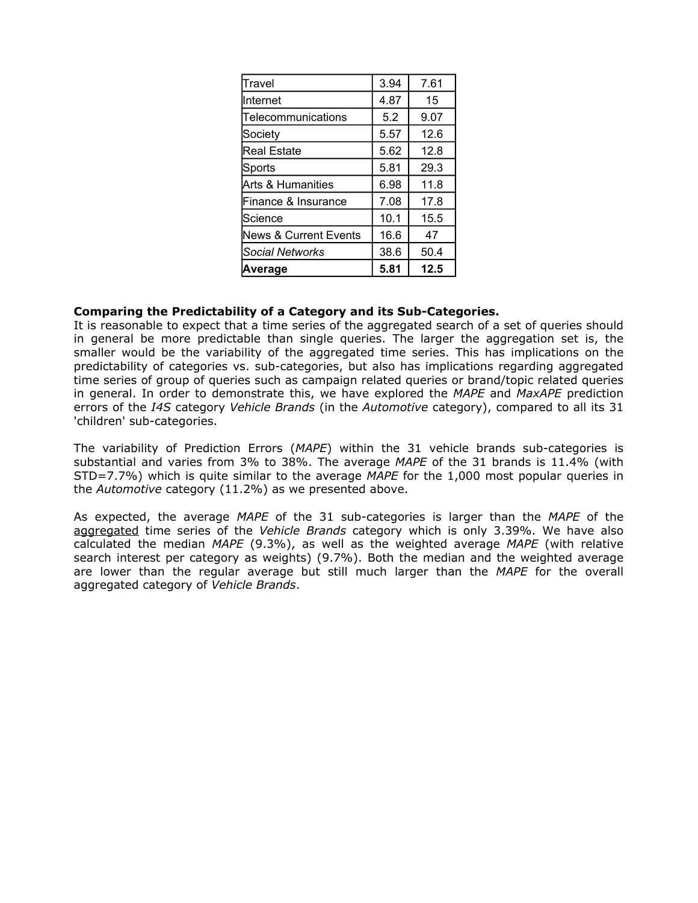| | | |
|---|---|---|
| Travel | 3.94 | 7.61 |
| Internet | 4.87 | 15 |
| Telecommunications | 5.2 | 9.07 |
| Society | 5.57 | 12.6 |
| Real Estate | 5.62 | 12.8 |
| Sports | 5.81 | 29.3 |
| Arts & Humanities | 6.98 | 11.8 |
| Finance & Insurance | 7.08 | 17.8 |
| Science | 10.1 | 15.5 |
| News & Current Events | 16.6 | 47 |
| *Social Networks* | 38.6 | 50.4 |
| **Average** | **5.81** | **12.5** |

**Comparing the Predictability of a Category and its Sub-Categories.**
It is reasonable to expect that a time series of the aggregated search of a set of queries should in general be more predictable than single queries. The larger the aggregation set is, the smaller would be the variability of the aggregated time series. This has implications on the predictability of categories vs. sub-categories, but also has implications regarding aggregated time series of group of queries such as campaign related queries or brand/topic related queries in general. In order to demonstrate this, we have explored the *MAPE* and *MaxAPE* prediction errors of the *I4S* category *Vehicle Brands* (in the *Automotive* category), compared to all its 31 'children' sub-categories.

The variability of Prediction Errors (*MAPE*) within the 31 vehicle brands sub-categories is substantial and varies from 3% to 38%. The average *MAPE* of the 31 brands is 11.4% (with STD=7.7%) which is quite similar to the average *MAPE* for the 1,000 most popular queries in the *Automotive* category (11.2%) as we presented above.

As expected, the average *MAPE* of the 31 sub-categories is larger than the *MAPE* of the aggregated time series of the *Vehicle Brands* category which is only 3.39%. We have also calculated the median *MAPE* (9.3%), as well as the weighted average *MAPE* (with relative search interest per category as weights) (9.7%). Both the median and the weighted average are lower than the regular average but still much larger than the *MAPE* for the overall aggregated category of *Vehicle Brands*.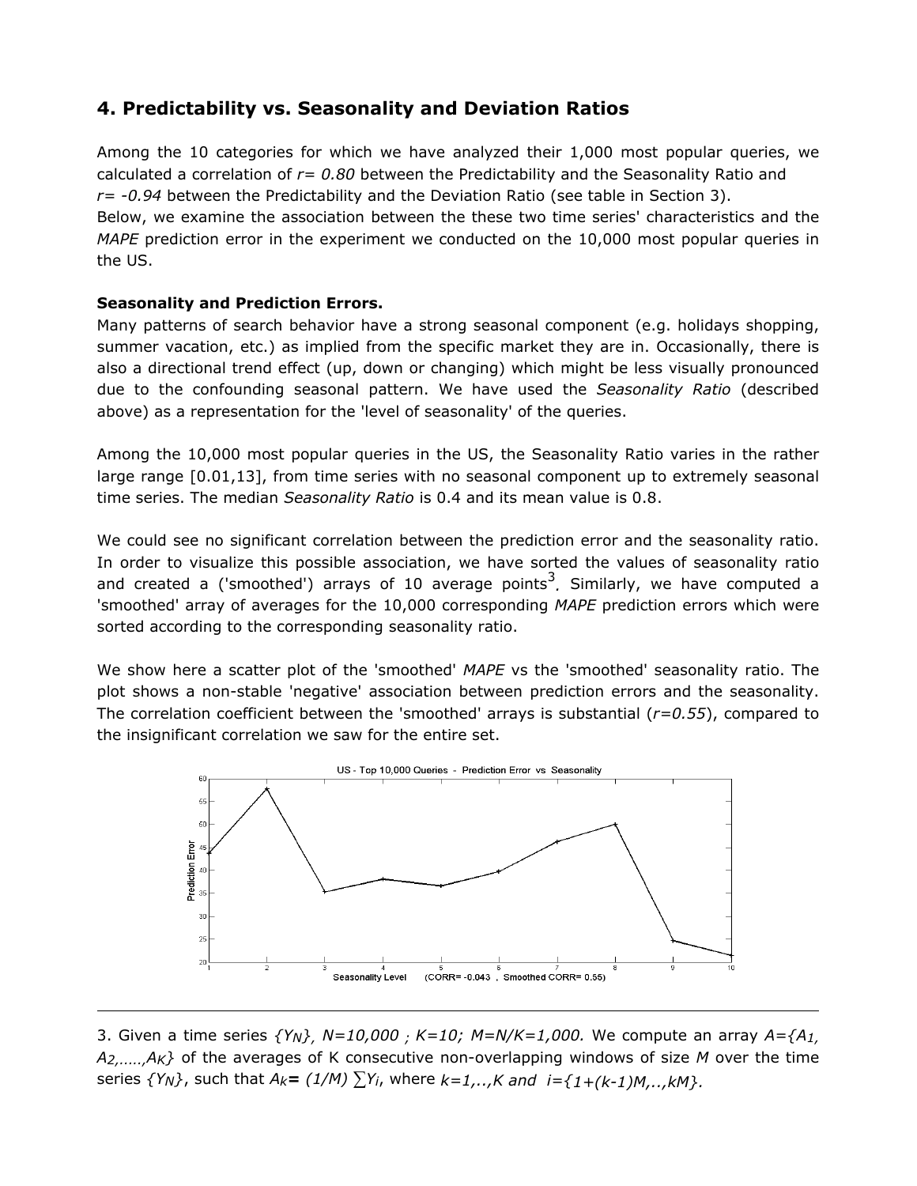## 4. Predictability vs. Seasonality and Deviation Ratios

Among the 10 categories for which we have analyzed their 1,000 most popular queries, we calculated a correlation of $r= 0.80$ between the Predictability and the Seasonality Ratio and $r= -0.94$ between the Predictability and the Deviation Ratio (see table in Section 3).
Below, we examine the association between the these two time series' characteristics and the *MAPE* prediction error in the experiment we conducted on the 10,000 most popular queries in the US.

**Seasonality and Prediction Errors.**
Many patterns of search behavior have a strong seasonal component (e.g. holidays shopping, summer vacation, etc.) as implied from the specific market they are in. Occasionally, there is also a directional trend effect (up, down or changing) which might be less visually pronounced due to the confounding seasonal pattern. We have used the *Seasonality Ratio* (described above) as a representation for the 'level of seasonality' of the queries.

Among the 10,000 most popular queries in the US, the Seasonality Ratio varies in the rather large range [0.01,13], from time series with no seasonal component up to extremely seasonal time series. The median *Seasonality Ratio* is 0.4 and its mean value is 0.8.

We could see no significant correlation between the prediction error and the seasonality ratio. In order to visualize this possible association, we have sorted the values of seasonality ratio and created a ('smoothed') arrays of 10 average points[3]. Similarly, we have computed a 'smoothed' array of averages for the 10,000 corresponding *MAPE* prediction errors which were sorted according to the corresponding seasonality ratio.

We show here a scatter plot of the 'smoothed' *MAPE* vs the 'smoothed' seasonality ratio. The plot shows a non-stable 'negative' association between prediction errors and the seasonality. The correlation coefficient between the 'smoothed' arrays is substantial ($r=0.55$), compared to the insignificant correlation we saw for the entire set.

US - Top 10,000 Queries - Prediction Error vs Seasonality

Seasonality Level (CORR= -0.043 , Smoothed CORR= 0.55)

---

3. Given a time series $\{Y_N\}$, $N=10,000$ ; $K=10$; $M=N/K=1,000$. We compute an array $A=\{A_1, A_2,\ldots\ldots,A_K\}$ of the averages of K consecutive non-overlapping windows of size $M$ over the time series $\{Y_N\}$, such that $A_k= (1/M) \sum Y_i$, where $k=1,..,K$ and $i=\{1+(k-1)M,..,kM\}$.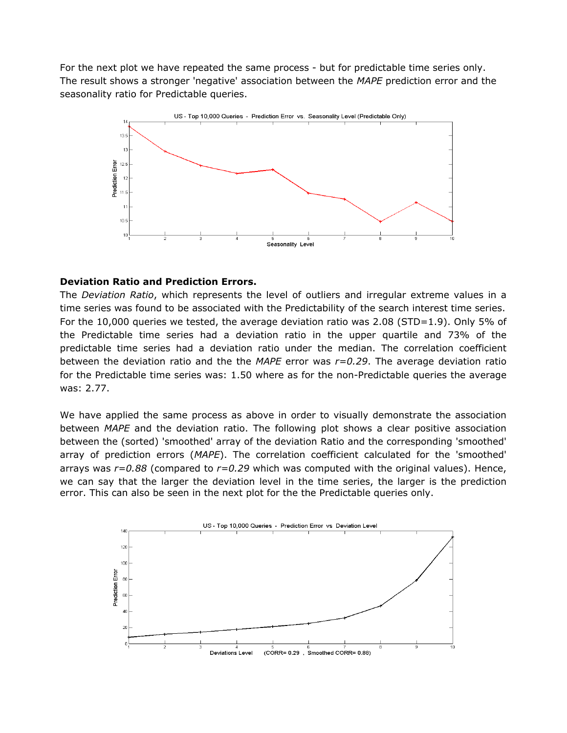For the next plot we have repeated the same process - but for predictable time series only. The result shows a stronger 'negative' association between the *MAPE* prediction error and the seasonality ratio for Predictable queries.

**Deviation Ratio and Prediction Errors.**

The *Deviation Ratio*, which represents the level of outliers and irregular extreme values in a time series was found to be associated with the Predictability of the search interest time series. For the 10,000 queries we tested, the average deviation ratio was 2.08 (STD=1.9). Only 5% of the Predictable time series had a deviation ratio in the upper quartile and 73% of the predictable time series had a deviation ratio under the median. The correlation coefficient between the deviation ratio and the the *MAPE* error was $r=0.29$. The average deviation ratio for the Predictable time series was: 1.50 where as for the non-Predictable queries the average was: 2.77.

We have applied the same process as above in order to visually demonstrate the association between *MAPE* and the deviation ratio. The following plot shows a clear positive association between the (sorted) 'smoothed' array of the deviation Ratio and the corresponding 'smoothed' array of prediction errors (*MAPE*). The correlation coefficient calculated for the 'smoothed' arrays was $r=0.88$ (compared to $r=0.29$ which was computed with the original values). Hence, we can say that the larger the deviation level in the time series, the larger is the prediction error. This can also be seen in the next plot for the the Predictable queries only.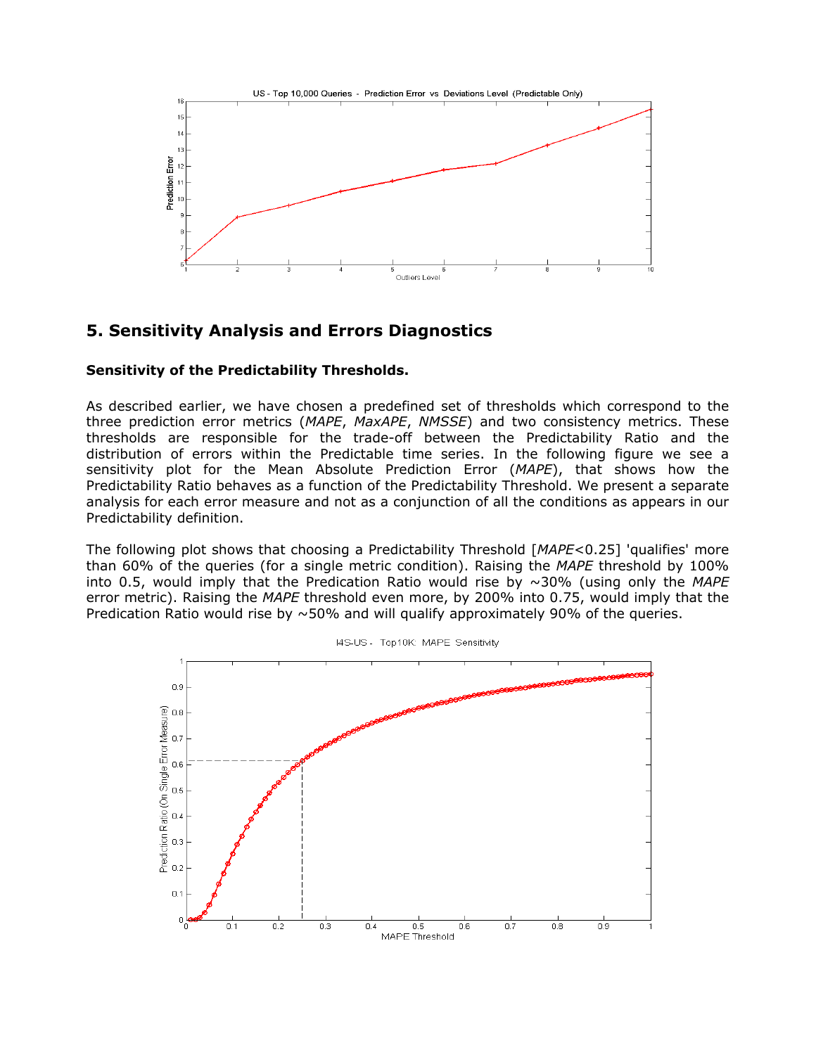## 5. Sensitivity Analysis and Errors Diagnostics

**Sensitivity of the Predictability Thresholds.**

As described earlier, we have chosen a predefined set of thresholds which correspond to the three prediction error metrics (*MAPE*, *MaxAPE*, *NMSSE*) and two consistency metrics. These thresholds are responsible for the trade-off between the Predictability Ratio and the distribution of errors within the Predictable time series. In the following figure we see a sensitivity plot for the Mean Absolute Prediction Error (*MAPE*), that shows how the Predictability Ratio behaves as a function of the Predictability Threshold. We present a separate analysis for each error measure and not as a conjunction of all the conditions as appears in our Predictability definition.

The following plot shows that choosing a Predictability Threshold [*MAPE*<0.25] 'qualifies' more than 60% of the queries (for a single metric condition). Raising the *MAPE* threshold by 100% into 0.5, would imply that the Predication Ratio would rise by ~30% (using only the *MAPE* error metric). Raising the *MAPE* threshold even more, by 200% into 0.75, would imply that the Predication Ratio would rise by ~50% and will qualify approximately 90% of the queries.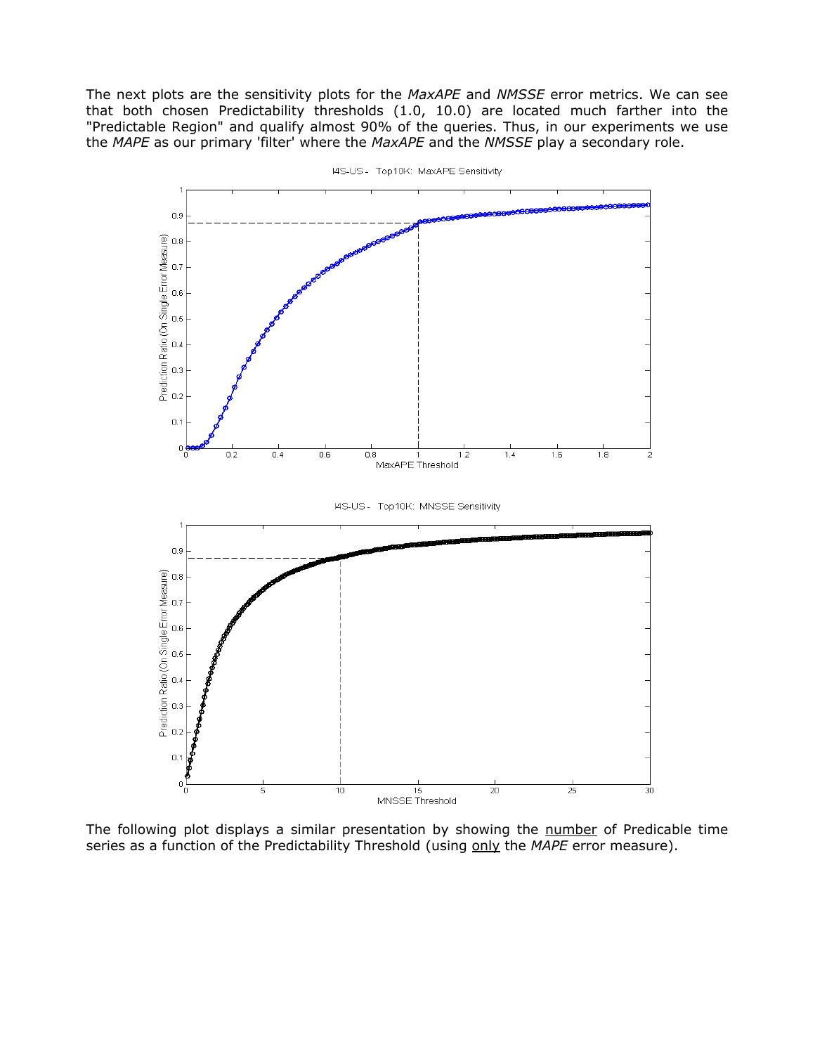The next plots are the sensitivity plots for the *MaxAPE* and *NMSSE* error metrics. We can see that both chosen Predictability thresholds (1.0, 10.0) are located much farther into the "Predictable Region" and qualify almost 90% of the queries. Thus, in our experiments we use the *MAPE* as our primary 'filter' where the *MaxAPE* and the *NMSSE* play a secondary role.

The following plot displays a similar presentation by showing the number of Predicable time series as a function of the Predictability Threshold (using only the *MAPE* error measure).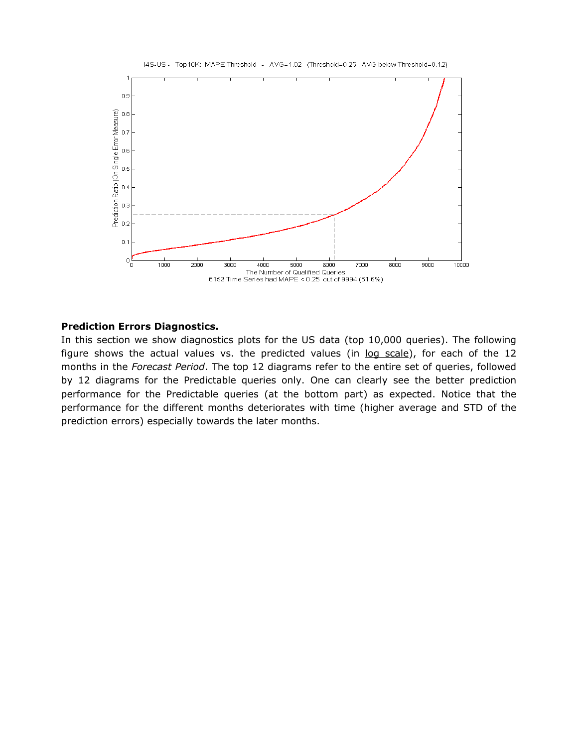I4S-US - Top10K: MAPE Threshold - AVG=1.02 (Threshold=0.25 , AVG below Threshold=0.12)

6153 Time Series had MAPE < 0.25 out of 9994 (61.6%)

**Prediction Errors Diagnostics.**

In this section we show diagnostics plots for the US data (top 10,000 queries). The following figure shows the actual values vs. the predicted values (in log scale), for each of the 12 months in the *Forecast Period*. The top 12 diagrams refer to the entire set of queries, followed by 12 diagrams for the Predictable queries only. One can clearly see the better prediction performance for the Predictable queries (at the bottom part) as expected. Notice that the performance for the different months deteriorates with time (higher average and STD of the prediction errors) especially towards the later months.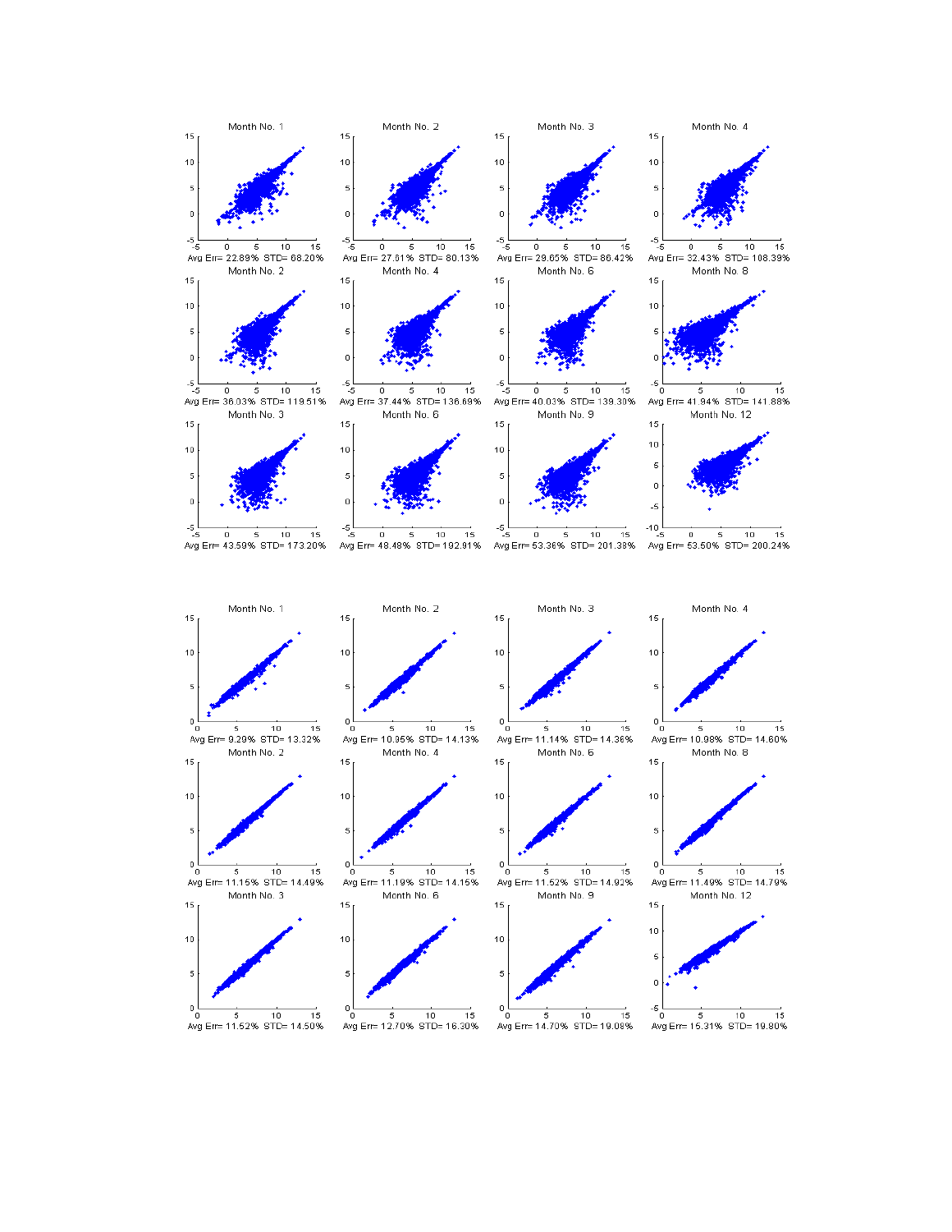Month No. 1
Avg Err= 22.89% STD= 68.20%

Month No. 2
Avg Err= 27.61% STD= 80.13%

Month No. 3
Avg Err= 29.65% STD= 86.42%

Month No. 4
Avg Err= 32.43% STD= 108.39%

Month No. 2
Avg Err= 36.03% STD= 119.51%

Month No. 4
Avg Err= 37.44% STD= 136.69%

Month No. 6
Avg Err= 40.03% STD= 139.30%

Month No. 8
Avg Err= 41.94% STD= 141.88%

Month No. 3
Avg Err= 43.59% STD= 173.20%

Month No. 6
Avg Err= 48.48% STD= 192.91%

Month No. 9
Avg Err= 53.36% STD= 201.38%

Month No. 12
Avg Err= 53.50% STD= 200.24%

Month No. 1
Avg Err= 9.29% STD= 13.32%

Month No. 2
Avg Err= 10.95% STD= 14.13%

Month No. 3
Avg Err= 11.14% STD= 14.36%

Month No. 4
Avg Err= 10.98% STD= 14.60%

Month No. 2
Avg Err= 11.15% STD= 14.49%

Month No. 4
Avg Err= 11.19% STD= 14.15%

Month No. 6
Avg Err= 11.52% STD= 14.92%

Month No. 8
Avg Err= 11.49% STD= 14.79%

Month No. 3
Avg Err= 11.52% STD= 14.50%

Month No. 6
Avg Err= 12.70% STD= 16.30%

Month No. 9
Avg Err= 14.70% STD= 19.08%

Month No. 12
Avg Err= 15.31% STD= 19.80%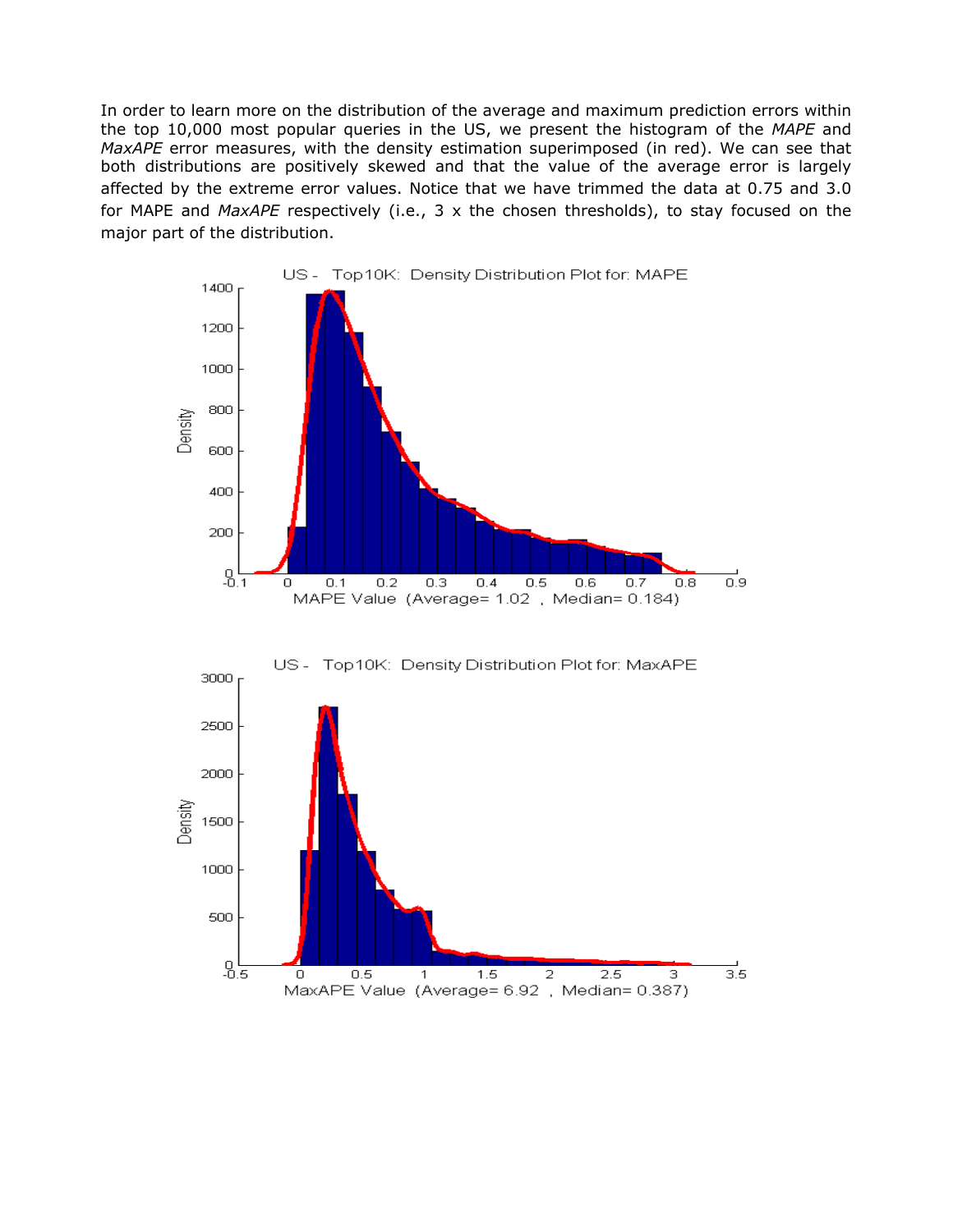In order to learn more on the distribution of the average and maximum prediction errors within the top 10,000 most popular queries in the US, we present the histogram of the *MAPE* and *MaxAPE* error measures, with the density estimation superimposed (in red). We can see that both distributions are positively skewed and that the value of the average error is largely affected by the extreme error values. Notice that we have trimmed the data at 0.75 and 3.0 for MAPE and *MaxAPE* respectively (i.e., 3 x the chosen thresholds), to stay focused on the major part of the distribution.

US - Top10K: Density Distribution Plot for: MAPE

MAPE Value (Average= 1.02 , Median= 0.184)

US - Top10K: Density Distribution Plot for: MaxAPE

MaxAPE Value (Average= 6.92 , Median= 0.387)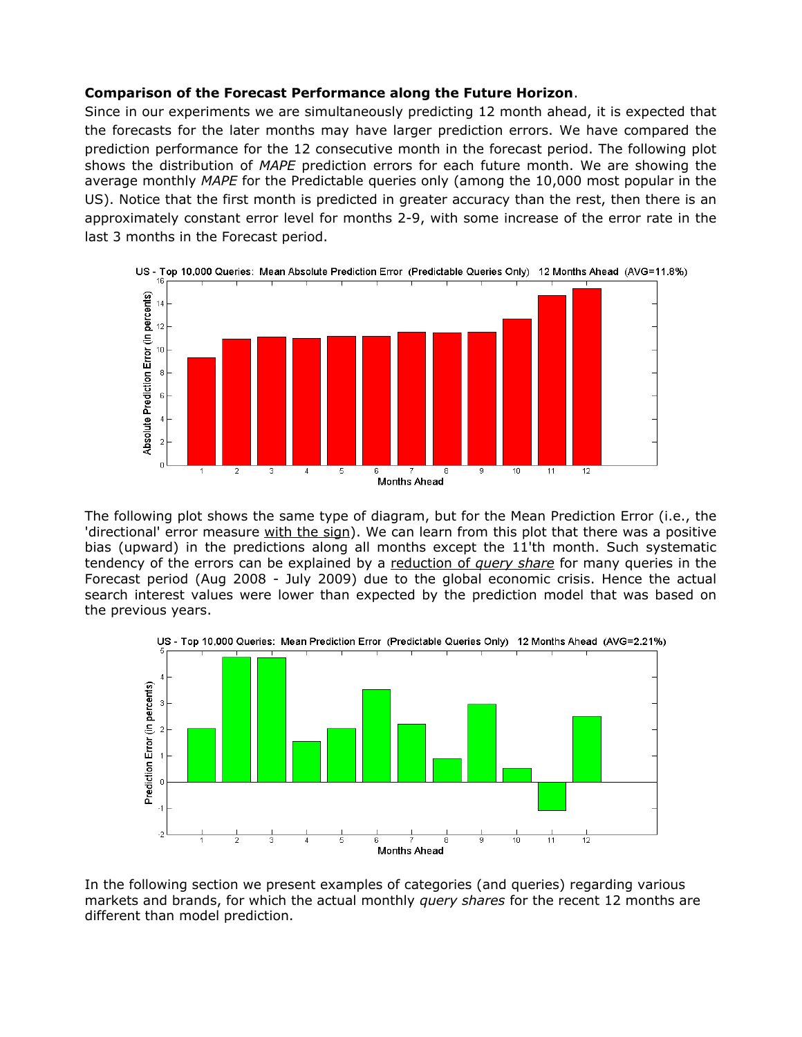**Comparison of the Forecast Performance along the Future Horizon**.

Since in our experiments we are simultaneously predicting 12 month ahead, it is expected that the forecasts for the later months may have larger prediction errors. We have compared the prediction performance for the 12 consecutive month in the forecast period. The following plot shows the distribution of *MAPE* prediction errors for each future month. We are showing the average monthly *MAPE* for the Predictable queries only (among the 10,000 most popular in the US). Notice that the first month is predicted in greater accuracy than the rest, then there is an approximately constant error level for months 2-9, with some increase of the error rate in the last 3 months in the Forecast period.

US - Top 10,000 Queries: Mean Absolute Prediction Error (Predictable Queries Only) 12 Months Ahead (AVG=11.8%)

The following plot shows the same type of diagram, but for the Mean Prediction Error (i.e., the 'directional' error measure with the sign). We can learn from this plot that there was a positive bias (upward) in the predictions along all months except the 11'th month. Such systematic tendency of the errors can be explained by a reduction of *query share* for many queries in the Forecast period (Aug 2008 - July 2009) due to the global economic crisis. Hence the actual search interest values were lower than expected by the prediction model that was based on the previous years.

US - Top 10,000 Queries: Mean Prediction Error (Predictable Queries Only) 12 Months Ahead (AVG=2.21%)

In the following section we present examples of categories (and queries) regarding various markets and brands, for which the actual monthly *query shares* for the recent 12 months are different than model prediction.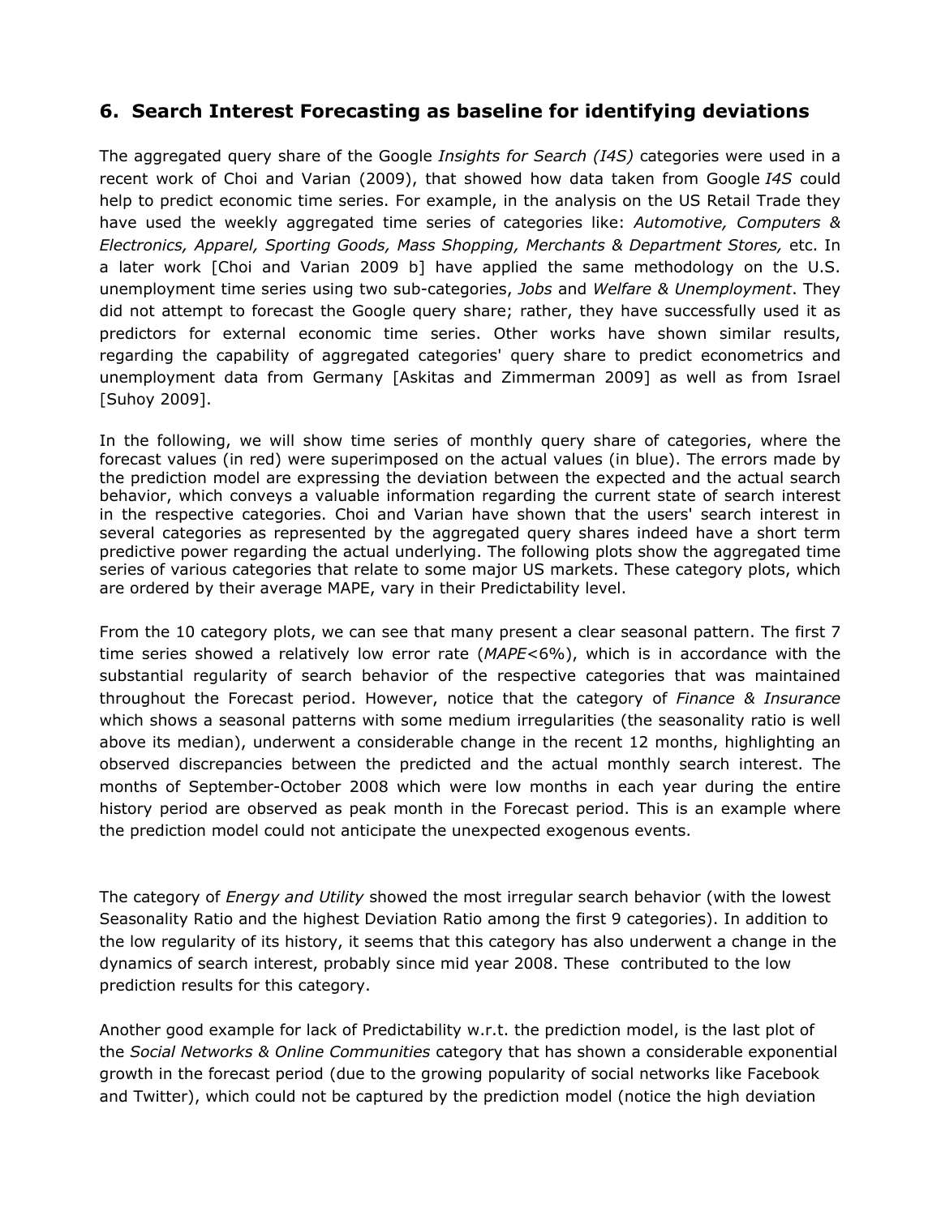## 6. Search Interest Forecasting as baseline for identifying deviations

The aggregated query share of the Google *Insights for Search (I4S)* categories were used in a recent work of Choi and Varian (2009), that showed how data taken from Google *I4S* could help to predict economic time series. For example, in the analysis on the US Retail Trade they have used the weekly aggregated time series of categories like: *Automotive, Computers & Electronics, Apparel, Sporting Goods, Mass Shopping, Merchants & Department Stores,* etc. In a later work [Choi and Varian 2009 b] have applied the same methodology on the U.S. unemployment time series using two sub-categories, *Jobs* and *Welfare & Unemployment*. They did not attempt to forecast the Google query share; rather, they have successfully used it as predictors for external economic time series. Other works have shown similar results, regarding the capability of aggregated categories' query share to predict econometrics and unemployment data from Germany [Askitas and Zimmerman 2009] as well as from Israel [Suhoy 2009].

In the following, we will show time series of monthly query share of categories, where the forecast values (in red) were superimposed on the actual values (in blue). The errors made by the prediction model are expressing the deviation between the expected and the actual search behavior, which conveys a valuable information regarding the current state of search interest in the respective categories. Choi and Varian have shown that the users' search interest in several categories as represented by the aggregated query shares indeed have a short term predictive power regarding the actual underlying. The following plots show the aggregated time series of various categories that relate to some major US markets. These category plots, which are ordered by their average MAPE, vary in their Predictability level.

From the 10 category plots, we can see that many present a clear seasonal pattern. The first 7 time series showed a relatively low error rate (*MAPE*<6%), which is in accordance with the substantial regularity of search behavior of the respective categories that was maintained throughout the Forecast period. However, notice that the category of *Finance & Insurance* which shows a seasonal patterns with some medium irregularities (the seasonality ratio is well above its median), underwent a considerable change in the recent 12 months, highlighting an observed discrepancies between the predicted and the actual monthly search interest. The months of September-October 2008 which were low months in each year during the entire history period are observed as peak month in the Forecast period. This is an example where the prediction model could not anticipate the unexpected exogenous events.

The category of *Energy and Utility* showed the most irregular search behavior (with the lowest Seasonality Ratio and the highest Deviation Ratio among the first 9 categories). In addition to the low regularity of its history, it seems that this category has also underwent a change in the dynamics of search interest, probably since mid year 2008. These contributed to the low prediction results for this category.

Another good example for lack of Predictability w.r.t. the prediction model, is the last plot of the *Social Networks & Online Communities* category that has shown a considerable exponential growth in the forecast period (due to the growing popularity of social networks like Facebook and Twitter), which could not be captured by the prediction model (notice the high deviation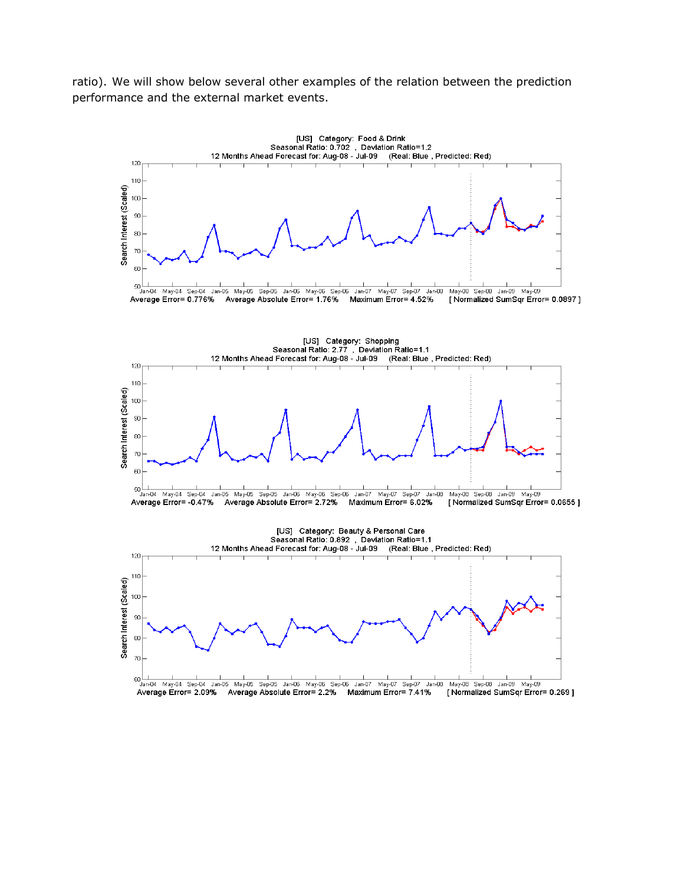ratio). We will show below several other examples of the relation between the prediction performance and the external market events.

[US] Category: Food & Drink
Seasonal Ratio: 0.702 , Deviation Ratio=1.2
12 Months Ahead Forecast for: Aug-08 - Jul-09 (Real: Blue , Predicted: Red)

Average Error= 0.776% Average Absolute Error= 1.76% Maximum Error= 4.52% [ Normalized SumSqr Error= 0.0897 ]

[US] Category: Shopping
Seasonal Ratio: 2.77 , Deviation Ratio=1.1
12 Months Ahead Forecast for: Aug-08 - Jul-09 (Real: Blue , Predicted: Red)

Average Error= -0.47% Average Absolute Error= 2.72% Maximum Error= 6.02% [ Normalized SumSqr Error= 0.0655 ]

[US] Category: Beauty & Personal Care
Seasonal Ratio: 0.892 , Deviation Ratio=1.1
12 Months Ahead Forecast for: Aug-08 - Jul-09 (Real: Blue , Predicted: Red)

Average Error= 2.09% Average Absolute Error= 2.2% Maximum Error= 7.41% [ Normalized SumSqr Error= 0.269 ]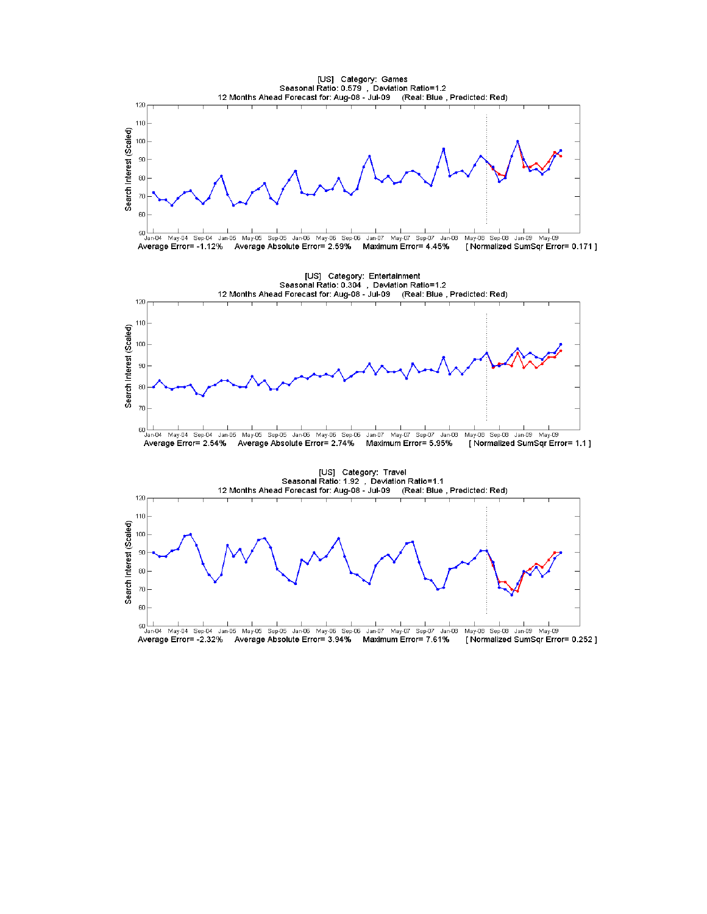[US] Category: Games
Seasonal Ratio: 0.579 , Deviation Ratio=1.2
12 Months Ahead Forecast for: Aug-08 - Jul-09 (Real: Blue , Predicted: Red)

Average Error= -1.12% Average Absolute Error= 2.59% Maximum Error= 4.45% [ Normalized SumSqr Error= 0.171 ]

[US] Category: Entertainment
Seasonal Ratio: 0.304 , Deviation Ratio=1.2
12 Months Ahead Forecast for: Aug-08 - Jul-09 (Real: Blue , Predicted: Red)

Average Error= 2.54% Average Absolute Error= 2.74% Maximum Error= 5.95% [ Normalized SumSqr Error= 1.1 ]

[US] Category: Travel
Seasonal Ratio: 1.92 , Deviation Ratio=1.1
12 Months Ahead Forecast for: Aug-08 - Jul-09 (Real: Blue , Predicted: Red)

Average Error= -2.32% Average Absolute Error= 3.94% Maximum Error= 7.61% [ Normalized SumSqr Error= 0.252 ]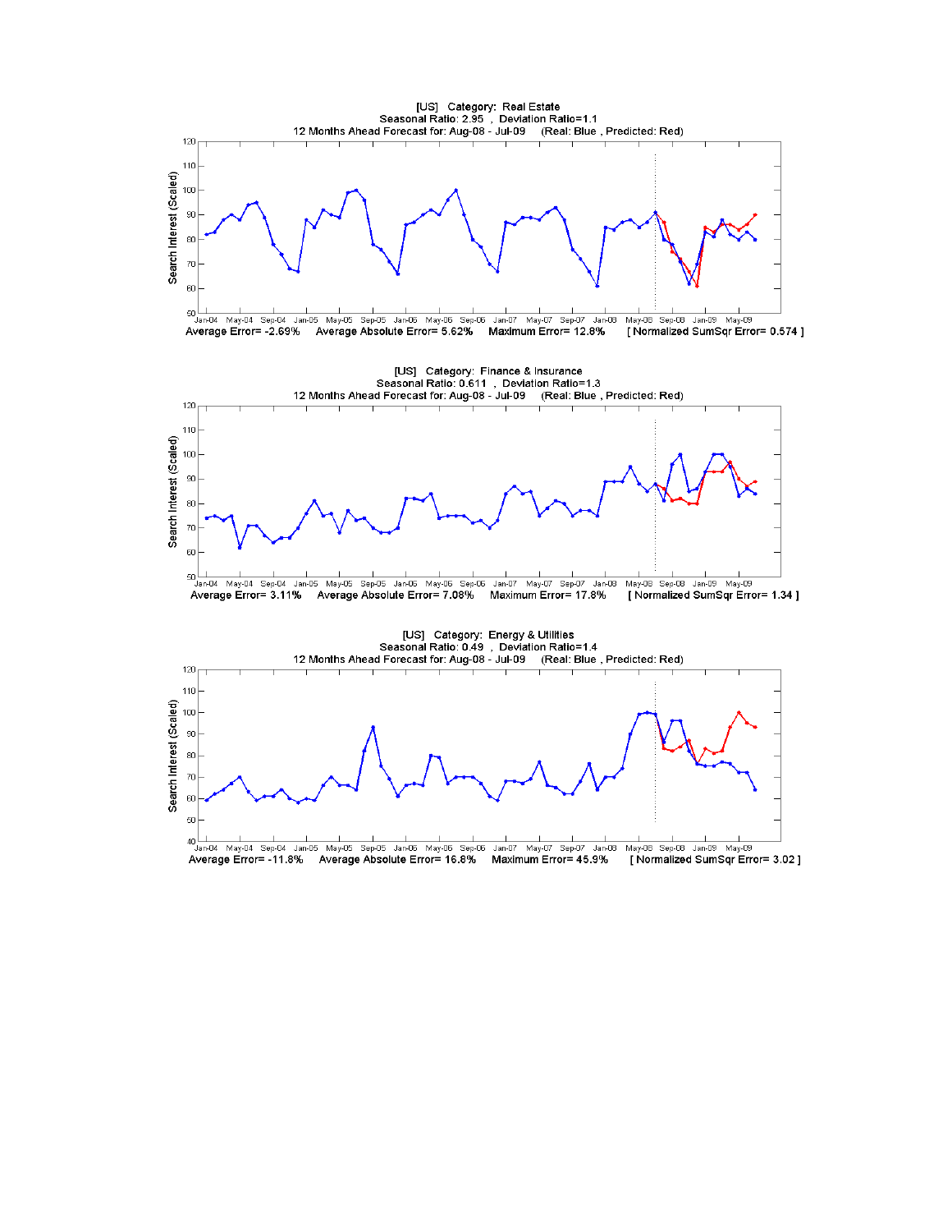[US] Category: Real Estate
Seasonal Ratio: 2.95 , Deviation Ratio=1.1
12 Months Ahead Forecast for: Aug-08 - Jul-09 (Real: Blue , Predicted: Red)

Average Error= -2.69% Average Absolute Error= 5.62% Maximum Error= 12.8% [ Normalized SumSqr Error= 0.574 ]

[US] Category: Finance & Insurance
Seasonal Ratio: 0.611 , Deviation Ratio=1.3
12 Months Ahead Forecast for: Aug-08 - Jul-09 (Real: Blue , Predicted: Red)

Average Error= 3.11% Average Absolute Error= 7.08% Maximum Error= 17.8% [ Normalized SumSqr Error= 1.34 ]

[US] Category: Energy & Utilities
Seasonal Ratio: 0.49 , Deviation Ratio=1.4
12 Months Ahead Forecast for: Aug-08 - Jul-09 (Real: Blue , Predicted: Red)

Average Error= -11.8% Average Absolute Error= 16.8% Maximum Error= 45.9% [ Normalized SumSqr Error= 3.02 ]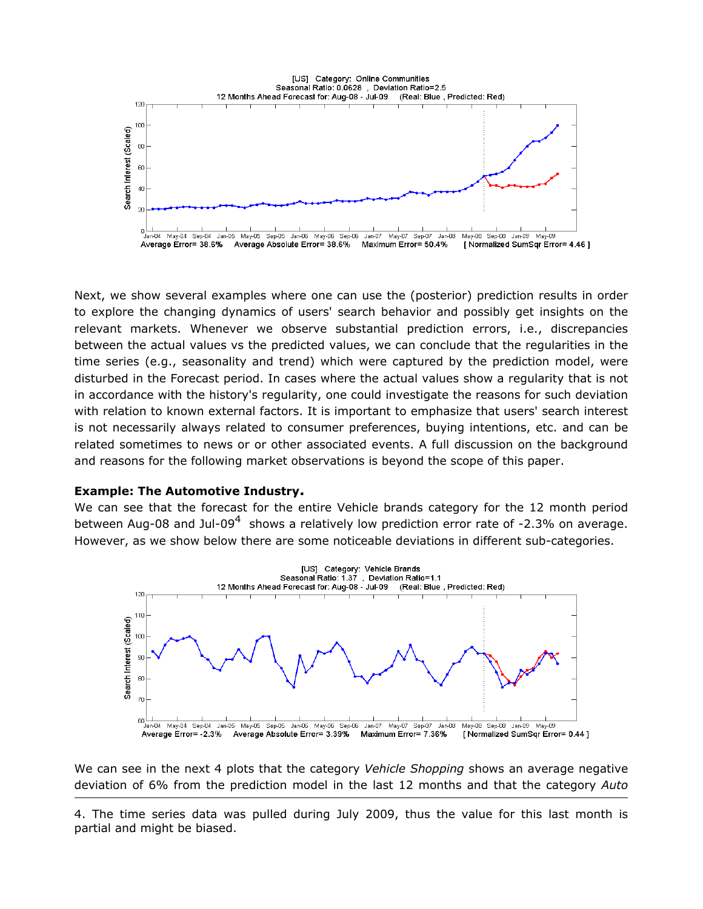[US] Category: Online Communities
Seasonal Ratio: 0.0628 , Deviation Ratio=2.5
12 Months Ahead Forecast for: Aug-08 - Jul-09 (Real: Blue , Predicted: Red)

Average Error= 38.6% Average Absolute Error= 38.6% Maximum Error= 50.4% [ Normalized SumSqr Error= 4.46 ]

Next, we show several examples where one can use the (posterior) prediction results in order to explore the changing dynamics of users' search behavior and possibly get insights on the relevant markets. Whenever we observe substantial prediction errors, i.e., discrepancies between the actual values vs the predicted values, we can conclude that the regularities in the time series (e.g., seasonality and trend) which were captured by the prediction model, were disturbed in the Forecast period. In cases where the actual values show a regularity that is not in accordance with the history's regularity, one could investigate the reasons for such deviation with relation to known external factors. It is important to emphasize that users' search interest is not necessarily always related to consumer preferences, buying intentions, etc. and can be related sometimes to news or or other associated events. A full discussion on the background and reasons for the following market observations is beyond the scope of this paper.

**Example: The Automotive Industry.**

We can see that the forecast for the entire Vehicle brands category for the 12 month period between Aug-08 and Jul-09[4] shows a relatively low prediction error rate of -2.3% on average. However, as we show below there are some noticeable deviations in different sub-categories.

[US] Category: Vehicle Brands
Seasonal Ratio: 1.37 , Deviation Ratio=1.1
12 Months Ahead Forecast for: Aug-08 - Jul-09 (Real: Blue , Predicted: Red)

Average Error= -2.3% Average Absolute Error= 3.39% Maximum Error= 7.36% [ Normalized SumSqr Error= 0.44 ]

We can see in the next 4 plots that the category *Vehicle Shopping* shows an average negative deviation of 6% from the prediction model in the last 12 months and that the category *Auto*

4. The time series data was pulled during July 2009, thus the value for this last month is partial and might be biased.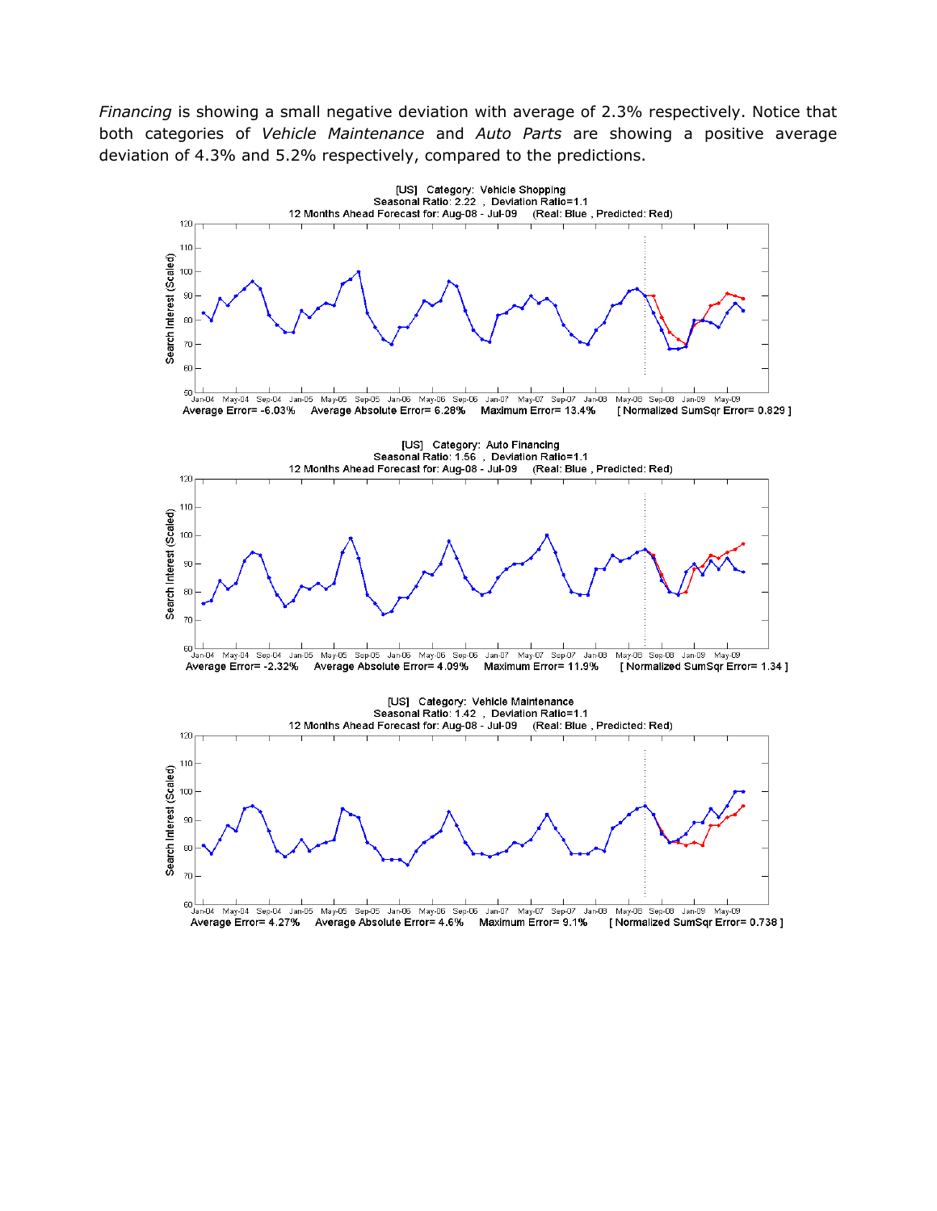*Financing* is showing a small negative deviation with average of 2.3% respectively. Notice that both categories of *Vehicle Maintenance* and *Auto Parts* are showing a positive average deviation of 4.3% and 5.2% respectively, compared to the predictions.

[US] Category: Vehicle Shopping
Seasonal Ratio: 2.22 , Deviation Ratio=1.1
12 Months Ahead Forecast for: Aug-08 - Jul-09 (Real: Blue , Predicted: Red)

Average Error= -6.03% Average Absolute Error= 6.28% Maximum Error= 13.4% [ Normalized SumSqr Error= 0.829 ]

[US] Category: Auto Financing
Seasonal Ratio: 1.56 , Deviation Ratio=1.1
12 Months Ahead Forecast for: Aug-08 - Jul-09 (Real: Blue , Predicted: Red)

Average Error= -2.32% Average Absolute Error= 4.09% Maximum Error= 11.9% [ Normalized SumSqr Error= 1.34 ]

[US] Category: Vehicle Maintenance
Seasonal Ratio: 1.42 , Deviation Ratio=1.1
12 Months Ahead Forecast for: Aug-08 - Jul-09 (Real: Blue , Predicted: Red)

Average Error= 4.27% Average Absolute Error= 4.6% Maximum Error= 9.1% [ Normalized SumSqr Error= 0.738 ]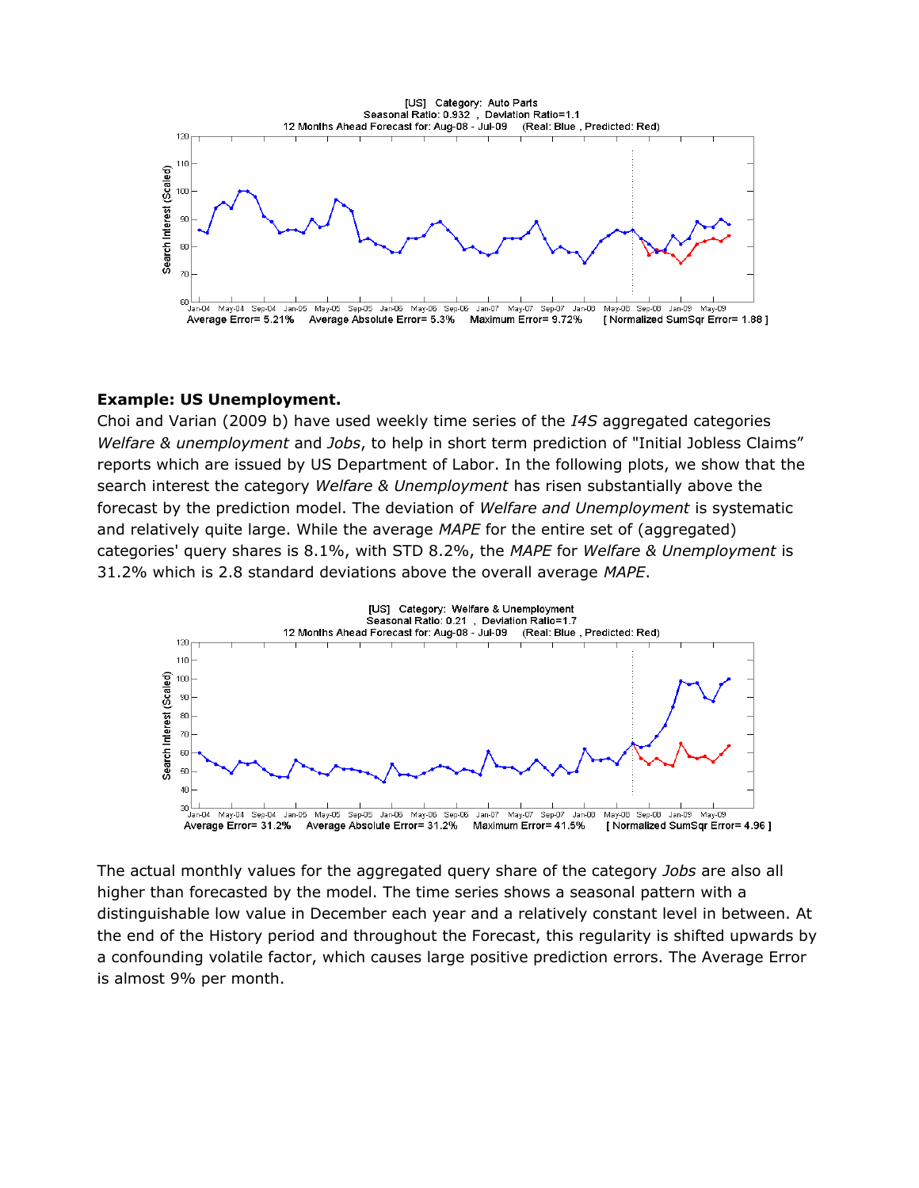[US] Category: Auto Parts
Seasonal Ratio: 0.932 , Deviation Ratio=1.1
12 Months Ahead Forecast for: Aug-08 - Jul-09 (Real: Blue , Predicted: Red)

Average Error= 5.21% Average Absolute Error= 5.3% Maximum Error= 9.72% [ Normalized SumSqr Error= 1.88 ]

**Example: US Unemployment.**
Choi and Varian (2009 b) have used weekly time series of the *I4S* aggregated categories *Welfare & unemployment* and *Jobs*, to help in short term prediction of "Initial Jobless Claims" reports which are issued by US Department of Labor. In the following plots, we show that the search interest the category *Welfare & Unemployment* has risen substantially above the forecast by the prediction model. The deviation of *Welfare and Unemployment* is systematic and relatively quite large. While the average *MAPE* for the entire set of (aggregated) categories' query shares is 8.1%, with STD 8.2%, the *MAPE* for *Welfare & Unemployment* is 31.2% which is 2.8 standard deviations above the overall average *MAPE*.

[US] Category: Welfare & Unemployment
Seasonal Ratio: 0.21 , Deviation Ratio=1.7
12 Months Ahead Forecast for: Aug-08 - Jul-09 (Real: Blue , Predicted: Red)

Average Error= 31.2% Average Absolute Error= 31.2% Maximum Error= 41.5% [ Normalized SumSqr Error= 4.96 ]

The actual monthly values for the aggregated query share of the category *Jobs* are also all higher than forecasted by the model. The time series shows a seasonal pattern with a distinguishable low value in December each year and a relatively constant level in between. At the end of the History period and throughout the Forecast, this regularity is shifted upwards by a confounding volatile factor, which causes large positive prediction errors. The Average Error is almost 9% per month.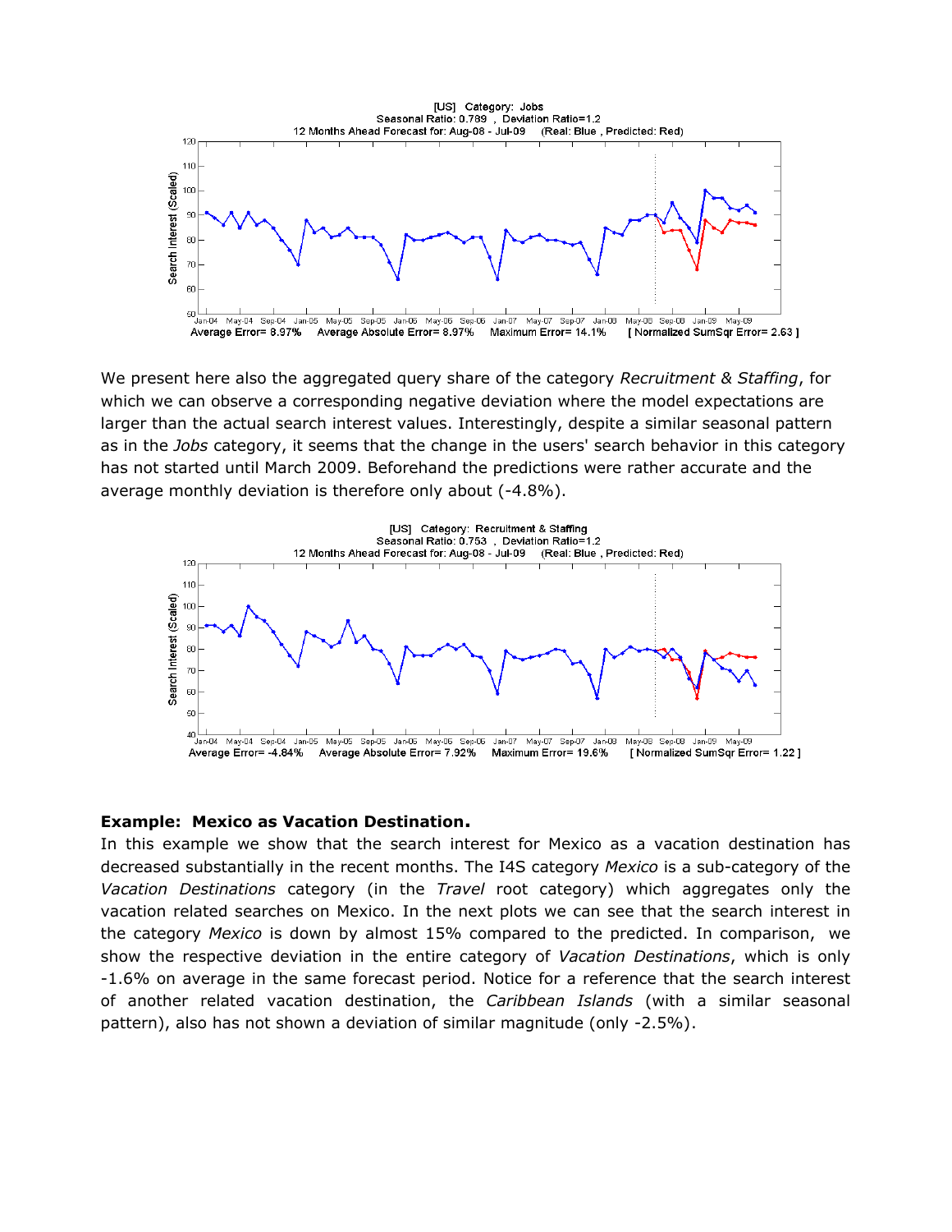We present here also the aggregated query share of the category *Recruitment & Staffing*, for which we can observe a corresponding negative deviation where the model expectations are larger than the actual search interest values. Interestingly, despite a similar seasonal pattern as in the *Jobs* category, it seems that the change in the users' search behavior in this category has not started until March 2009. Beforehand the predictions were rather accurate and the average monthly deviation is therefore only about (-4.8%).

**Example: Mexico as Vacation Destination.**

In this example we show that the search interest for Mexico as a vacation destination has decreased substantially in the recent months. The I4S category *Mexico* is a sub-category of the *Vacation Destinations* category (in the *Travel* root category) which aggregates only the vacation related searches on Mexico. In the next plots we can see that the search interest in the category *Mexico* is down by almost 15% compared to the predicted. In comparison, we show the respective deviation in the entire category of *Vacation Destinations*, which is only -1.6% on average in the same forecast period. Notice for a reference that the search interest of another related vacation destination, the *Caribbean Islands* (with a similar seasonal pattern), also has not shown a deviation of similar magnitude (only -2.5%).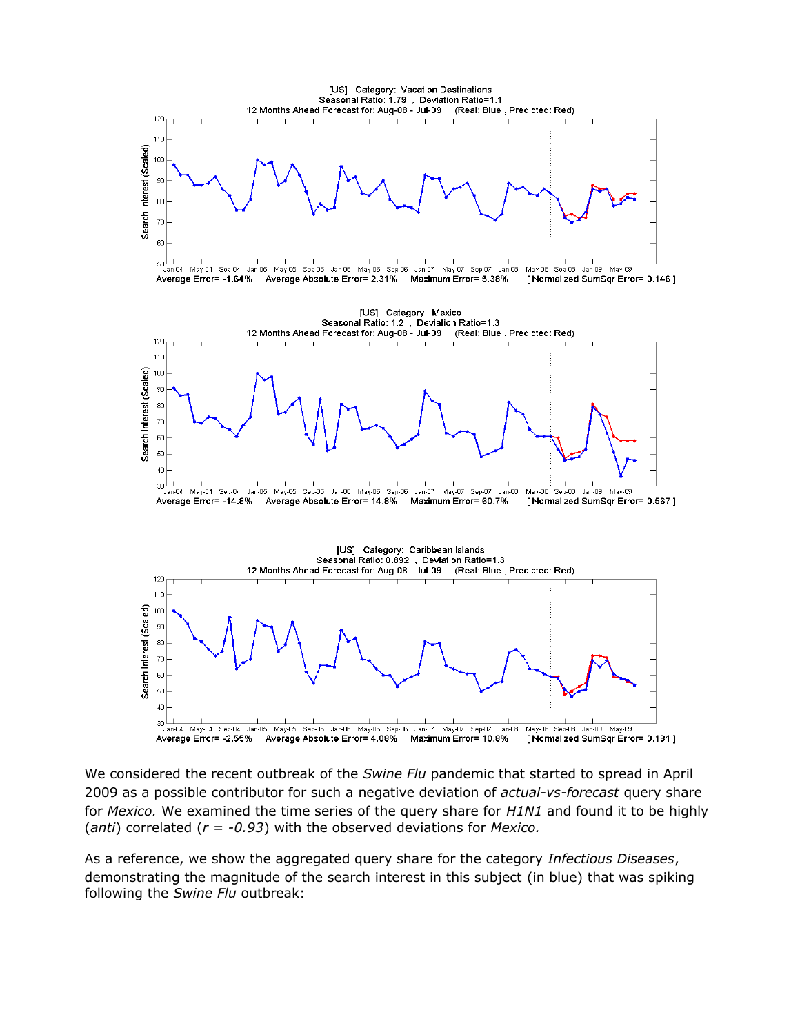[US] Category: Vacation Destinations
Seasonal Ratio: 1.79 , Deviation Ratio=1.1
12 Months Ahead Forecast for: Aug-08 - Jul-09 (Real: Blue , Predicted: Red)

Average Error= -1.64% Average Absolute Error= 2.31% Maximum Error= 5.38% [ Normalized SumSqr Error= 0.146 ]

[US] Category: Mexico
Seasonal Ratio: 1.2 , Deviation Ratio=1.3
12 Months Ahead Forecast for: Aug-08 - Jul-09 (Real: Blue , Predicted: Red)

Average Error= -14.8% Average Absolute Error= 14.8% Maximum Error= 60.7% [ Normalized SumSqr Error= 0.567 ]

[US] Category: Caribbean Islands
Seasonal Ratio: 0.892 , Deviation Ratio=1.3
12 Months Ahead Forecast for: Aug-08 - Jul-09 (Real: Blue , Predicted: Red)

Average Error= -2.55% Average Absolute Error= 4.08% Maximum Error= 10.8% [ Normalized SumSqr Error= 0.181 ]

We considered the recent outbreak of the *Swine Flu* pandemic that started to spread in April 2009 as a possible contributor for such a negative deviation of *actual-vs-forecast* query share for *Mexico.* We examined the time series of the query share for *H1N1* and found it to be highly (*anti*) correlated ($r = -0.93$) with the observed deviations for *Mexico.*

As a reference, we show the aggregated query share for the category *Infectious Diseases*, demonstrating the magnitude of the search interest in this subject (in blue) that was spiking following the *Swine Flu* outbreak: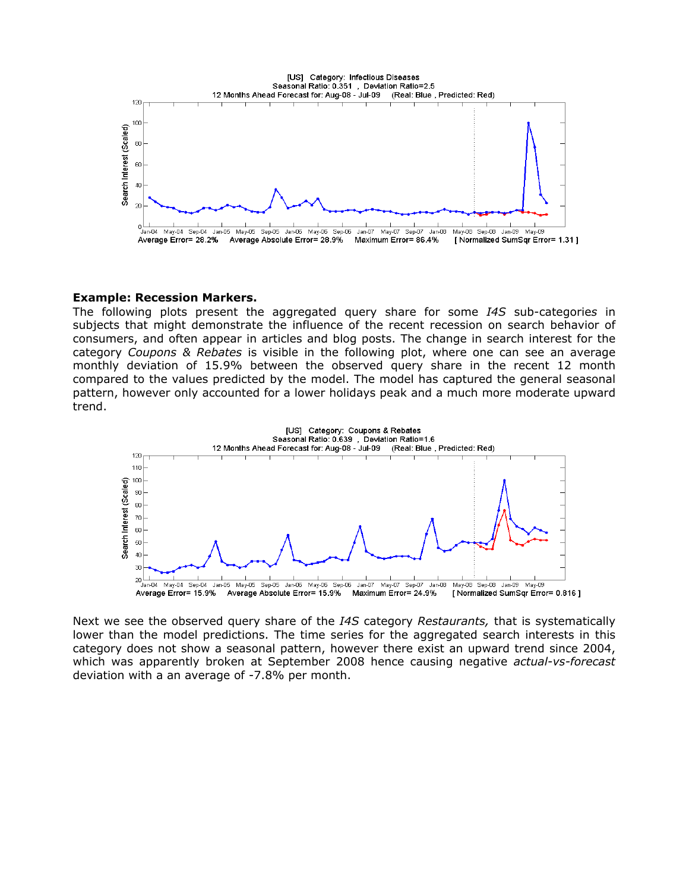**Example: Recession Markers.**

The following plots present the aggregated query share for some *I4S* sub-categories in subjects that might demonstrate the influence of the recent recession on search behavior of consumers, and often appear in articles and blog posts. The change in search interest for the category *Coupons & Rebates* is visible in the following plot, where one can see an average monthly deviation of 15.9% between the observed query share in the recent 12 month compared to the values predicted by the model. The model has captured the general seasonal pattern, however only accounted for a lower holidays peak and a much more moderate upward trend.

Next we see the observed query share of the *I4S* category *Restaurants,* that is systematically lower than the model predictions. The time series for the aggregated search interests in this category does not show a seasonal pattern, however there exist an upward trend since 2004, which was apparently broken at September 2008 hence causing negative *actual-vs-forecast* deviation with a an average of -7.8% per month.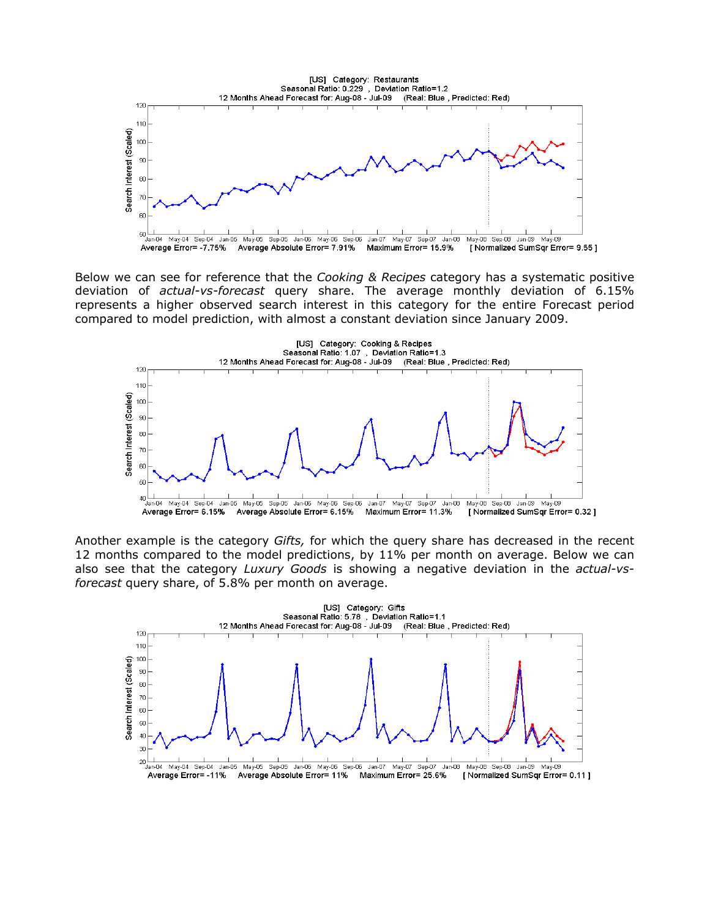[US] Category: Restaurants
Seasonal Ratio: 0.229 , Deviation Ratio=1.2
12 Months Ahead Forecast for: Aug-08 - Jul-09 (Real: Blue , Predicted: Red)

Average Error= -7.75% Average Absolute Error= 7.91% Maximum Error= 15.9% [ Normalized SumSqr Error= 9.55 ]

Below we can see for reference that the *Cooking & Recipes* category has a systematic positive deviation of *actual-vs-forecast* query share. The average monthly deviation of 6.15% represents a higher observed search interest in this category for the entire Forecast period compared to model prediction, with almost a constant deviation since January 2009.

[US] Category: Cooking & Recipes
Seasonal Ratio: 1.07 , Deviation Ratio=1.3
12 Months Ahead Forecast for: Aug-08 - Jul-09 (Real: Blue , Predicted: Red)

Average Error= 6.15% Average Absolute Error= 6.15% Maximum Error= 11.3% [ Normalized SumSqr Error= 0.32 ]

Another example is the category *Gifts,* for which the query share has decreased in the recent 12 months compared to the model predictions, by 11% per month on average. Below we can also see that the category *Luxury Goods* is showing a negative deviation in the *actual-vs-forecast* query share, of 5.8% per month on average.

[US] Category: Gifts
Seasonal Ratio: 5.78 , Deviation Ratio=1.1
12 Months Ahead Forecast for: Aug-08 - Jul-09 (Real: Blue , Predicted: Red)

Average Error= -11% Average Absolute Error= 11% Maximum Error= 25.6% [ Normalized SumSqr Error= 0.11 ]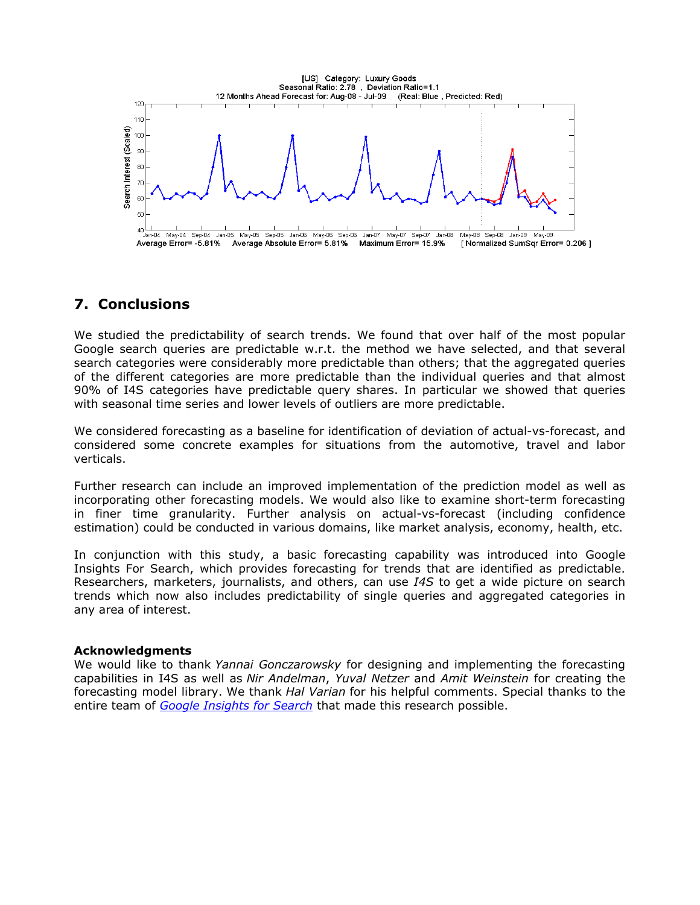[US] Category: Luxury Goods
Seasonal Ratio: 2.78 , Deviation Ratio=1.1
12 Months Ahead Forecast for: Aug-08 - Jul-09 (Real: Blue , Predicted: Red)

Average Error= -5.81% Average Absolute Error= 5.81% Maximum Error= 15.9% [ Normalized SumSqr Error= 0.206 ]

## 7. Conclusions

We studied the predictability of search trends. We found that over half of the most popular Google search queries are predictable w.r.t. the method we have selected, and that several search categories were considerably more predictable than others; that the aggregated queries of the different categories are more predictable than the individual queries and that almost 90% of I4S categories have predictable query shares. In particular we showed that queries with seasonal time series and lower levels of outliers are more predictable.

We considered forecasting as a baseline for identification of deviation of actual-vs-forecast, and considered some concrete examples for situations from the automotive, travel and labor verticals.

Further research can include an improved implementation of the prediction model as well as incorporating other forecasting models. We would also like to examine short-term forecasting in finer time granularity. Further analysis on actual-vs-forecast (including confidence estimation) could be conducted in various domains, like market analysis, economy, health, etc.

In conjunction with this study, a basic forecasting capability was introduced into Google Insights For Search, which provides forecasting for trends that are identified as predictable. Researchers, marketers, journalists, and others, can use *I4S* to get a wide picture on search trends which now also includes predictability of single queries and aggregated categories in any area of interest.

#### Acknowledgments

We would like to thank *Yannai Gonczarowsky* for designing and implementing the forecasting capabilities in I4S as well as *Nir Andelman*, *Yuval Netzer* and *Amit Weinstein* for creating the forecasting model library. We thank *Hal Varian* for his helpful comments. Special thanks to the entire team of *Google Insights for Search* that made this research possible.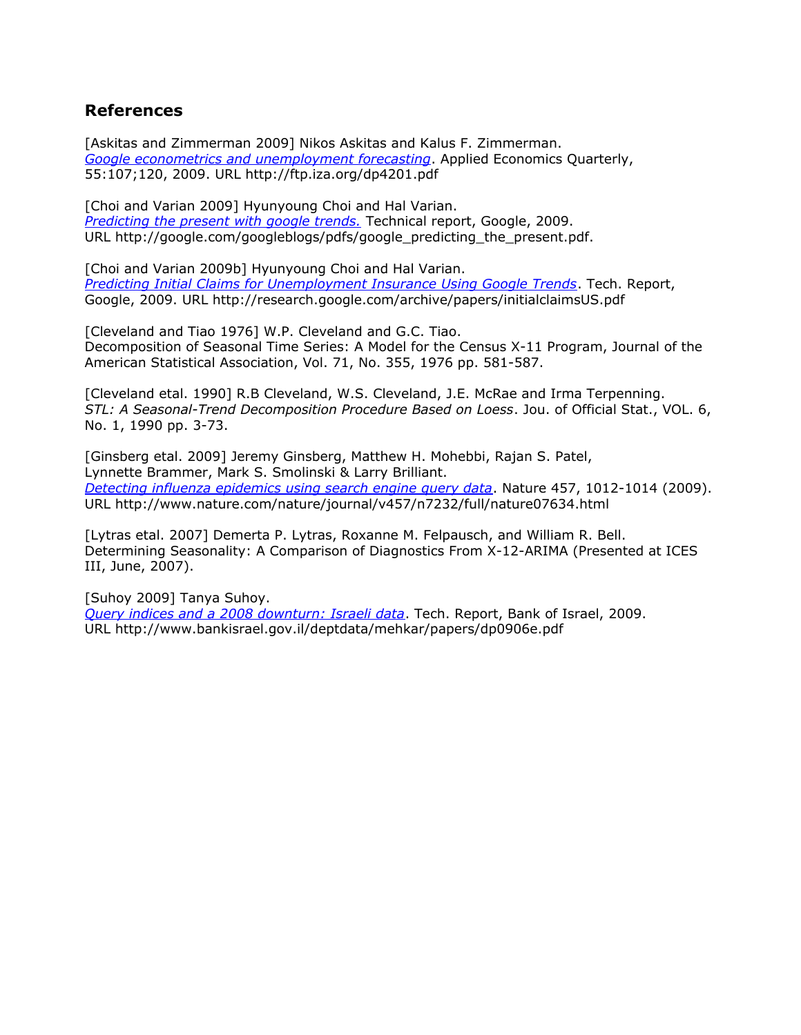## References

[Askitas and Zimmerman 2009] Nikos Askitas and Kalus F. Zimmerman. *Google econometrics and unemployment forecasting*. Applied Economics Quarterly, 55:107;120, 2009. URL http://ftp.iza.org/dp4201.pdf

[Choi and Varian 2009] Hyunyoung Choi and Hal Varian. *Predicting the present with google trends.* Technical report, Google, 2009. URL http://google.com/googleblogs/pdfs/google_predicting_the_present.pdf.

[Choi and Varian 2009b] Hyunyoung Choi and Hal Varian. *Predicting Initial Claims for Unemployment Insurance Using Google Trends*. Tech. Report, Google, 2009. URL http://research.google.com/archive/papers/initialclaimsUS.pdf

[Cleveland and Tiao 1976] W.P. Cleveland and G.C. Tiao. Decomposition of Seasonal Time Series: A Model for the Census X-11 Program, Journal of the American Statistical Association, Vol. 71, No. 355, 1976 pp. 581-587.

[Cleveland etal. 1990] R.B Cleveland, W.S. Cleveland, J.E. McRae and Irma Terpenning. *STL: A Seasonal-Trend Decomposition Procedure Based on Loess*. Jou. of Official Stat., VOL. 6, No. 1, 1990 pp. 3-73.

[Ginsberg etal. 2009] Jeremy Ginsberg, Matthew H. Mohebbi, Rajan S. Patel, Lynnette Brammer, Mark S. Smolinski & Larry Brilliant. *Detecting influenza epidemics using search engine query data*. Nature 457, 1012-1014 (2009). URL http://www.nature.com/nature/journal/v457/n7232/full/nature07634.html

[Lytras etal. 2007] Demerta P. Lytras, Roxanne M. Felpausch, and William R. Bell. Determining Seasonality: A Comparison of Diagnostics From X-12-ARIMA (Presented at ICES III, June, 2007).

[Suhoy 2009] Tanya Suhoy. *Query indices and a 2008 downturn: Israeli data*. Tech. Report, Bank of Israel, 2009. URL http://www.bankisrael.gov.il/deptdata/mehkar/papers/dp0906e.pdf